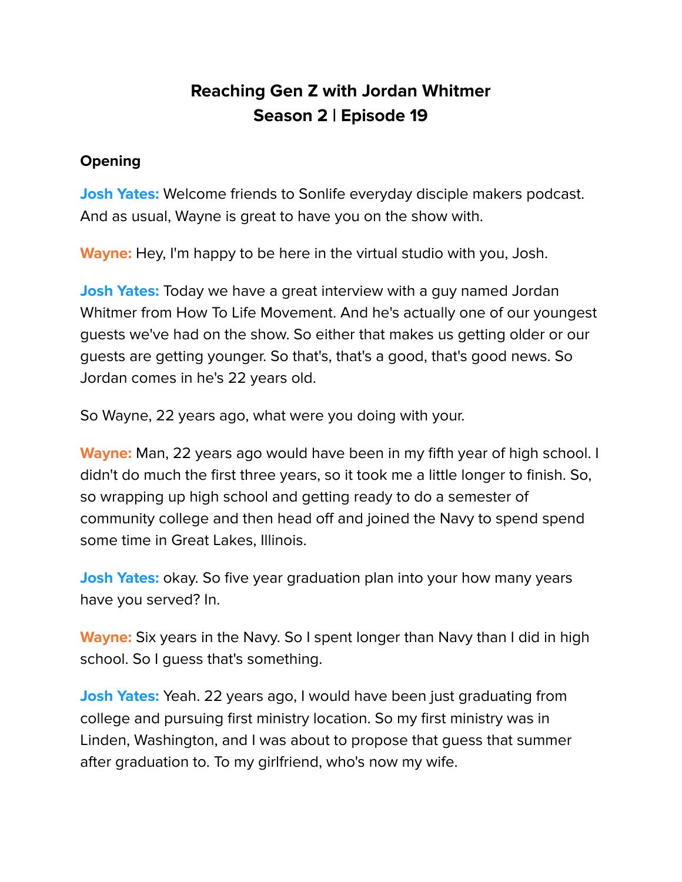# Reaching Gen Z with Jordan Whitmer
## Season 2 | Episode 19

### Opening

**Josh Yates:** Welcome friends to Sonlife everyday disciple makers podcast. And as usual, Wayne is great to have you on the show with.

**Wayne:** Hey, I'm happy to be here in the virtual studio with you, Josh.

**Josh Yates:** Today we have a great interview with a guy named Jordan Whitmer from How To Life Movement. And he's actually one of our youngest guests we've had on the show. So either that makes us getting older or our guests are getting younger. So that's, that's a good, that's good news. So Jordan comes in he's 22 years old.

So Wayne, 22 years ago, what were you doing with your.

**Wayne:** Man, 22 years ago would have been in my fifth year of high school. I didn't do much the first three years, so it took me a little longer to finish. So, so wrapping up high school and getting ready to do a semester of community college and then head off and joined the Navy to spend spend some time in Great Lakes, Illinois.

**Josh Yates:** okay. So five year graduation plan into your how many years have you served? In.

**Wayne:** Six years in the Navy. So I spent longer than Navy than I did in high school. So I guess that's something.

**Josh Yates:** Yeah. 22 years ago, I would have been just graduating from college and pursuing first ministry location. So my first ministry was in Linden, Washington, and I was about to propose that guess that summer after graduation to. To my girlfriend, who's now my wife.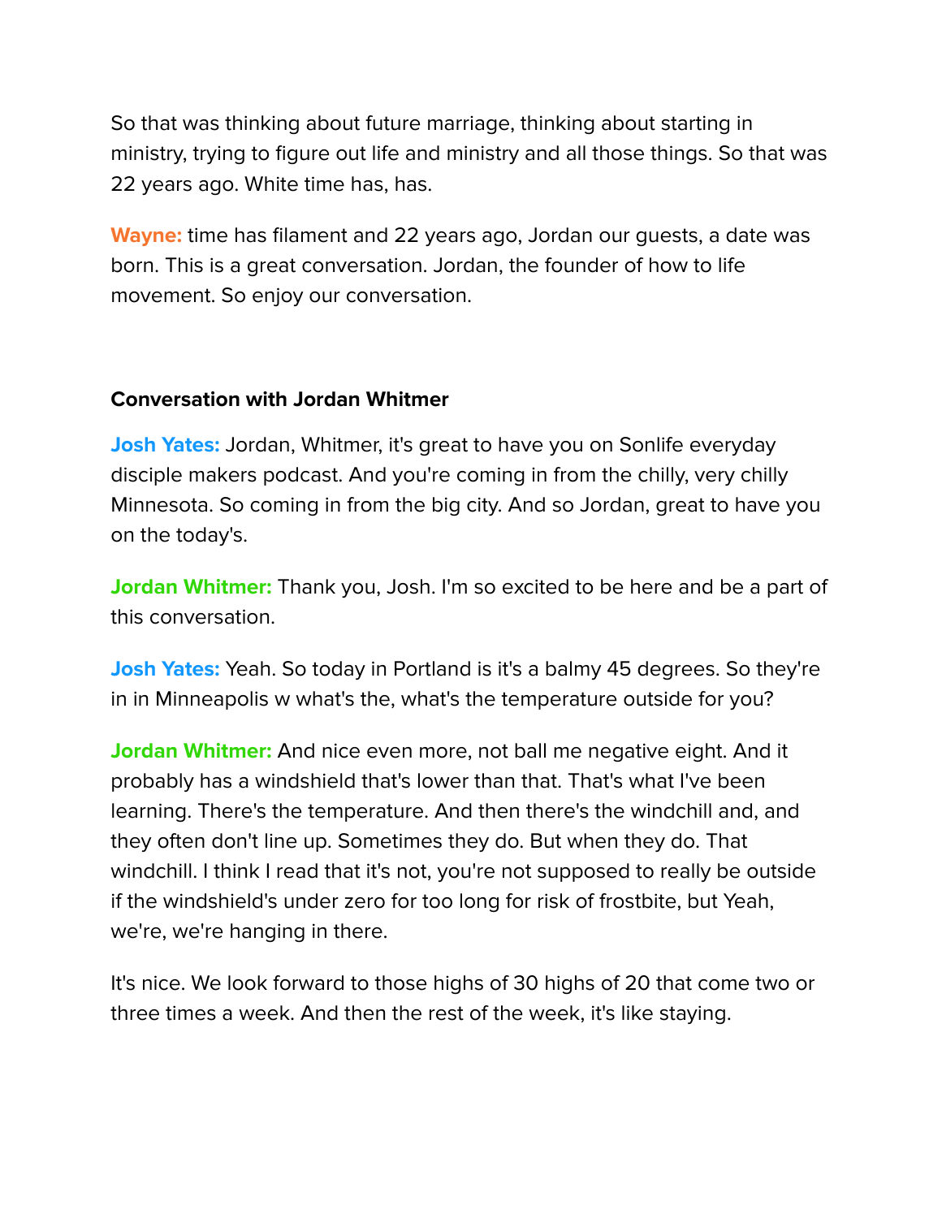So that was thinking about future marriage, thinking about starting in ministry, trying to figure out life and ministry and all those things. So that was 22 years ago. White time has, has.

**Wayne:** time has filament and 22 years ago, Jordan our guests, a date was born. This is a great conversation. Jordan, the founder of how to life movement. So enjoy our conversation.

**Conversation with Jordan Whitmer**

**Josh Yates:** Jordan, Whitmer, it's great to have you on Sonlife everyday disciple makers podcast. And you're coming in from the chilly, very chilly Minnesota. So coming in from the big city. And so Jordan, great to have you on the today's.

**Jordan Whitmer:** Thank you, Josh. I'm so excited to be here and be a part of this conversation.

**Josh Yates:** Yeah. So today in Portland is it's a balmy 45 degrees. So they're in in Minneapolis w what's the, what's the temperature outside for you?

**Jordan Whitmer:** And nice even more, not ball me negative eight. And it probably has a windshield that's lower than that. That's what I've been learning. There's the temperature. And then there's the windchill and, and they often don't line up. Sometimes they do. But when they do. That windchill. I think I read that it's not, you're not supposed to really be outside if the windshield's under zero for too long for risk of frostbite, but Yeah, we're, we're hanging in there.

It's nice. We look forward to those highs of 30 highs of 20 that come two or three times a week. And then the rest of the week, it's like staying.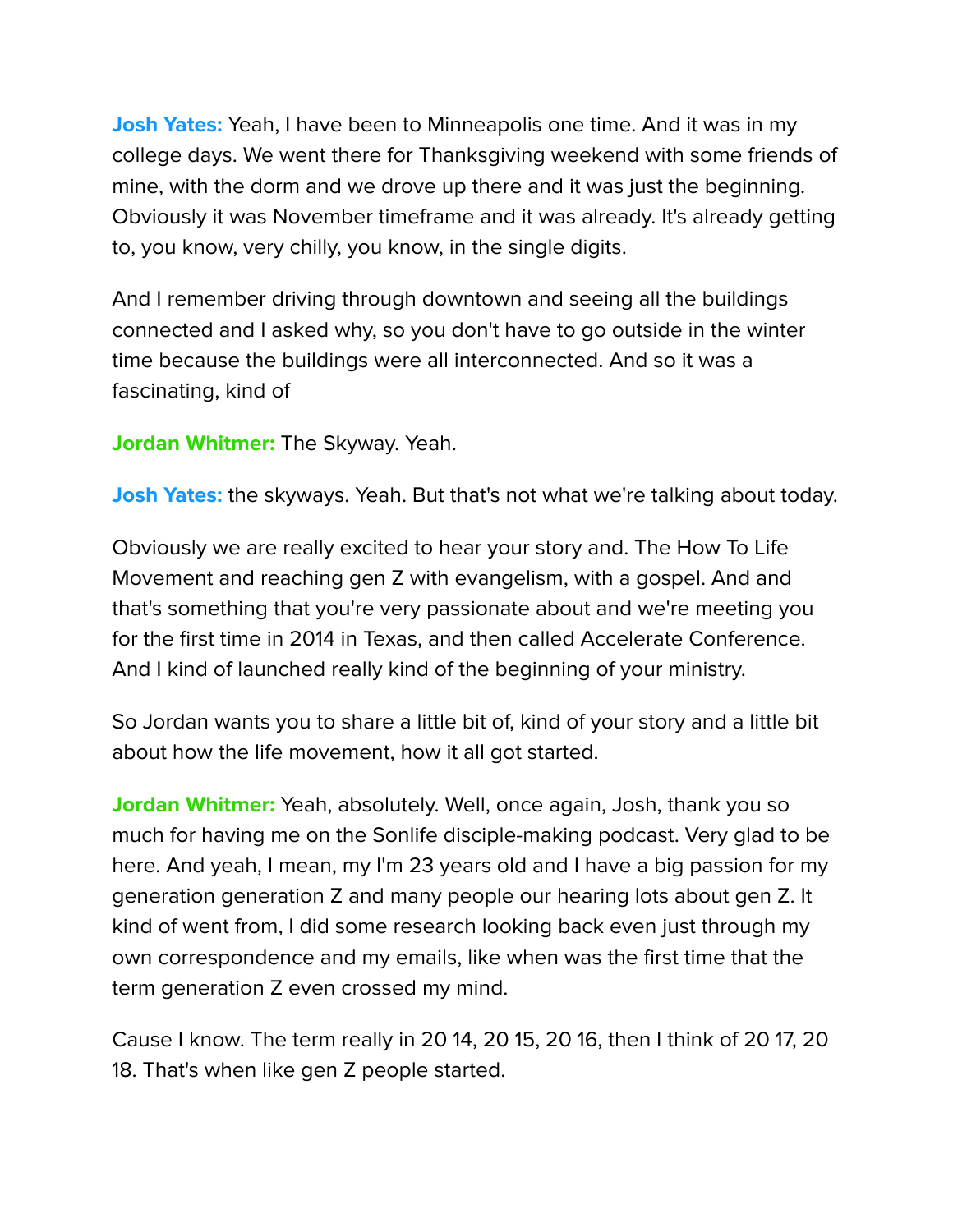**Josh Yates:** Yeah, I have been to Minneapolis one time. And it was in my college days. We went there for Thanksgiving weekend with some friends of mine, with the dorm and we drove up there and it was just the beginning. Obviously it was November timeframe and it was already. It's already getting to, you know, very chilly, you know, in the single digits.

And I remember driving through downtown and seeing all the buildings connected and I asked why, so you don't have to go outside in the winter time because the buildings were all interconnected. And so it was a fascinating, kind of

**Jordan Whitmer:** The Skyway. Yeah.

**Josh Yates:** the skyways. Yeah. But that's not what we're talking about today.

Obviously we are really excited to hear your story and. The How To Life Movement and reaching gen Z with evangelism, with a gospel. And and that's something that you're very passionate about and we're meeting you for the first time in 2014 in Texas, and then called Accelerate Conference. And I kind of launched really kind of the beginning of your ministry.

So Jordan wants you to share a little bit of, kind of your story and a little bit about how the life movement, how it all got started.

**Jordan Whitmer:** Yeah, absolutely. Well, once again, Josh, thank you so much for having me on the Sonlife disciple-making podcast. Very glad to be here. And yeah, I mean, my I'm 23 years old and I have a big passion for my generation generation Z and many people our hearing lots about gen Z. It kind of went from, I did some research looking back even just through my own correspondence and my emails, like when was the first time that the term generation Z even crossed my mind.

Cause I know. The term really in 20 14, 20 15, 20 16, then I think of 20 17, 20 18. That's when like gen Z people started.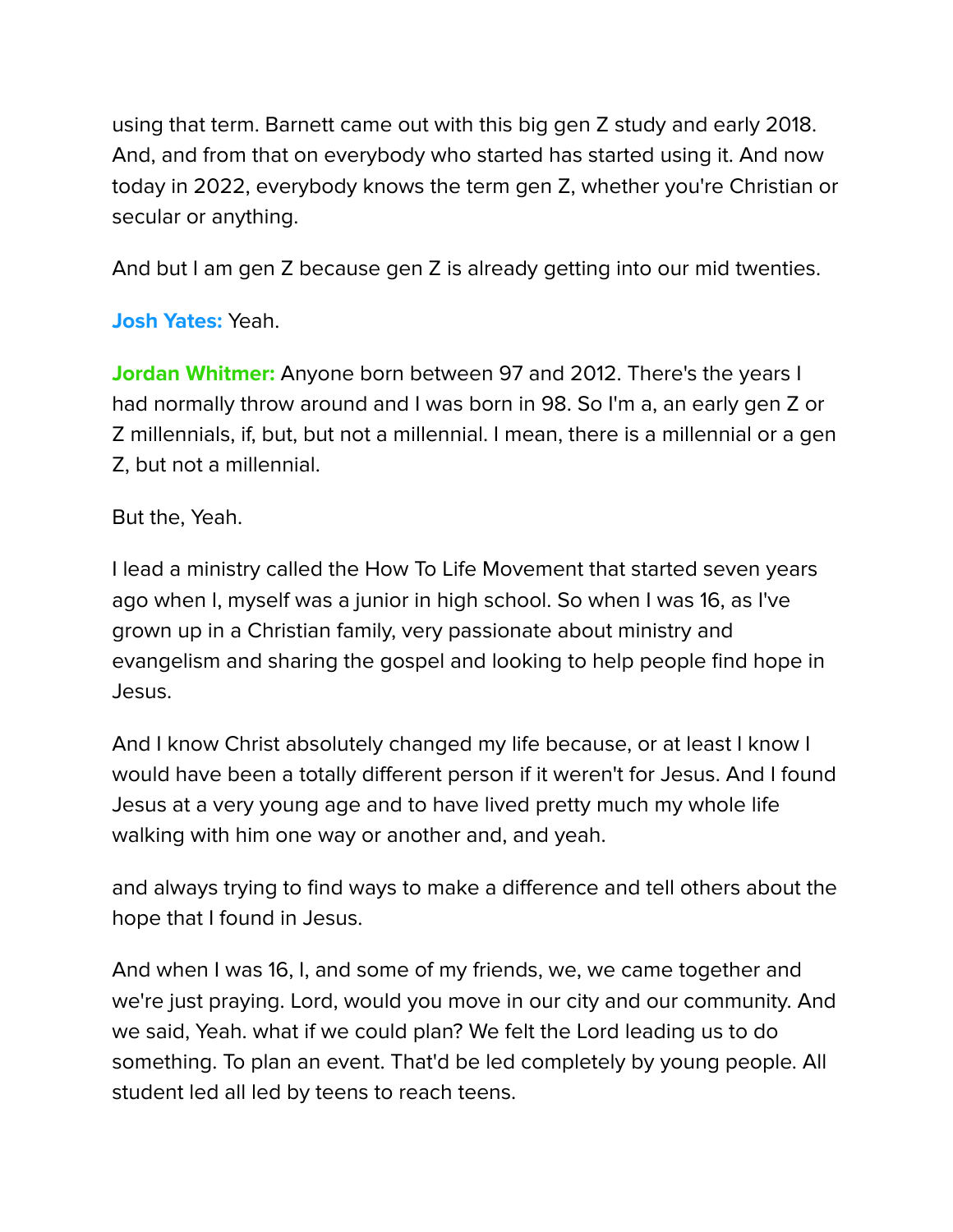using that term. Barnett came out with this big gen Z study and early 2018. And, and from that on everybody who started has started using it. And now today in 2022, everybody knows the term gen Z, whether you're Christian or secular or anything.

And but I am gen Z because gen Z is already getting into our mid twenties.

**Josh Yates:** Yeah.

**Jordan Whitmer:** Anyone born between 97 and 2012. There's the years I had normally throw around and I was born in 98. So I'm a, an early gen Z or Z millennials, if, but, but not a millennial. I mean, there is a millennial or a gen Z, but not a millennial.

But the, Yeah.

I lead a ministry called the How To Life Movement that started seven years ago when I, myself was a junior in high school. So when I was 16, as I've grown up in a Christian family, very passionate about ministry and evangelism and sharing the gospel and looking to help people find hope in Jesus.

And I know Christ absolutely changed my life because, or at least I know I would have been a totally different person if it weren't for Jesus. And I found Jesus at a very young age and to have lived pretty much my whole life walking with him one way or another and, and yeah.

and always trying to find ways to make a difference and tell others about the hope that I found in Jesus.

And when I was 16, I, and some of my friends, we, we came together and we're just praying. Lord, would you move in our city and our community. And we said, Yeah. what if we could plan? We felt the Lord leading us to do something. To plan an event. That'd be led completely by young people. All student led all led by teens to reach teens.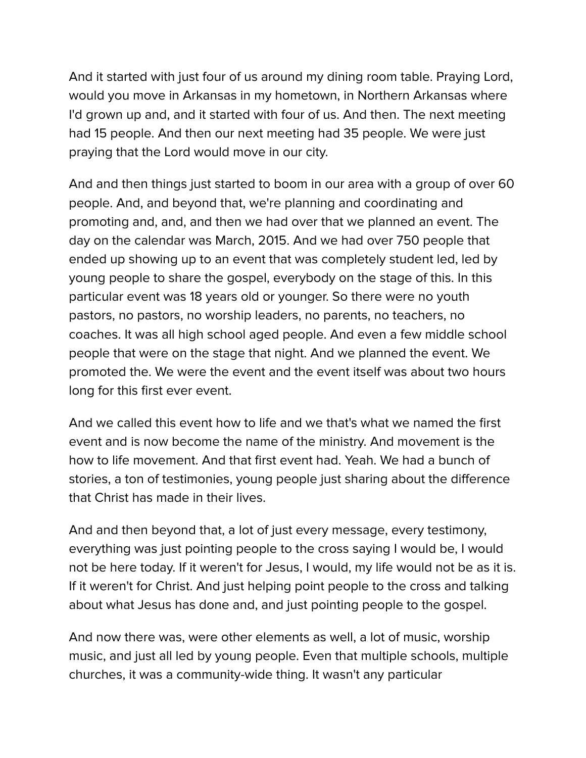And it started with just four of us around my dining room table. Praying Lord, would you move in Arkansas in my hometown, in Northern Arkansas where I'd grown up and, and it started with four of us. And then. The next meeting had 15 people. And then our next meeting had 35 people. We were just praying that the Lord would move in our city.

And and then things just started to boom in our area with a group of over 60 people. And, and beyond that, we're planning and coordinating and promoting and, and, and then we had over that we planned an event. The day on the calendar was March, 2015. And we had over 750 people that ended up showing up to an event that was completely student led, led by young people to share the gospel, everybody on the stage of this. In this particular event was 18 years old or younger. So there were no youth pastors, no pastors, no worship leaders, no parents, no teachers, no coaches. It was all high school aged people. And even a few middle school people that were on the stage that night. And we planned the event. We promoted the. We were the event and the event itself was about two hours long for this first ever event.

And we called this event how to life and we that's what we named the first event and is now become the name of the ministry. And movement is the how to life movement. And that first event had. Yeah. We had a bunch of stories, a ton of testimonies, young people just sharing about the difference that Christ has made in their lives.

And and then beyond that, a lot of just every message, every testimony, everything was just pointing people to the cross saying I would be, I would not be here today. If it weren't for Jesus, I would, my life would not be as it is. If it weren't for Christ. And just helping point people to the cross and talking about what Jesus has done and, and just pointing people to the gospel.

And now there was, were other elements as well, a lot of music, worship music, and just all led by young people. Even that multiple schools, multiple churches, it was a community-wide thing. It wasn't any particular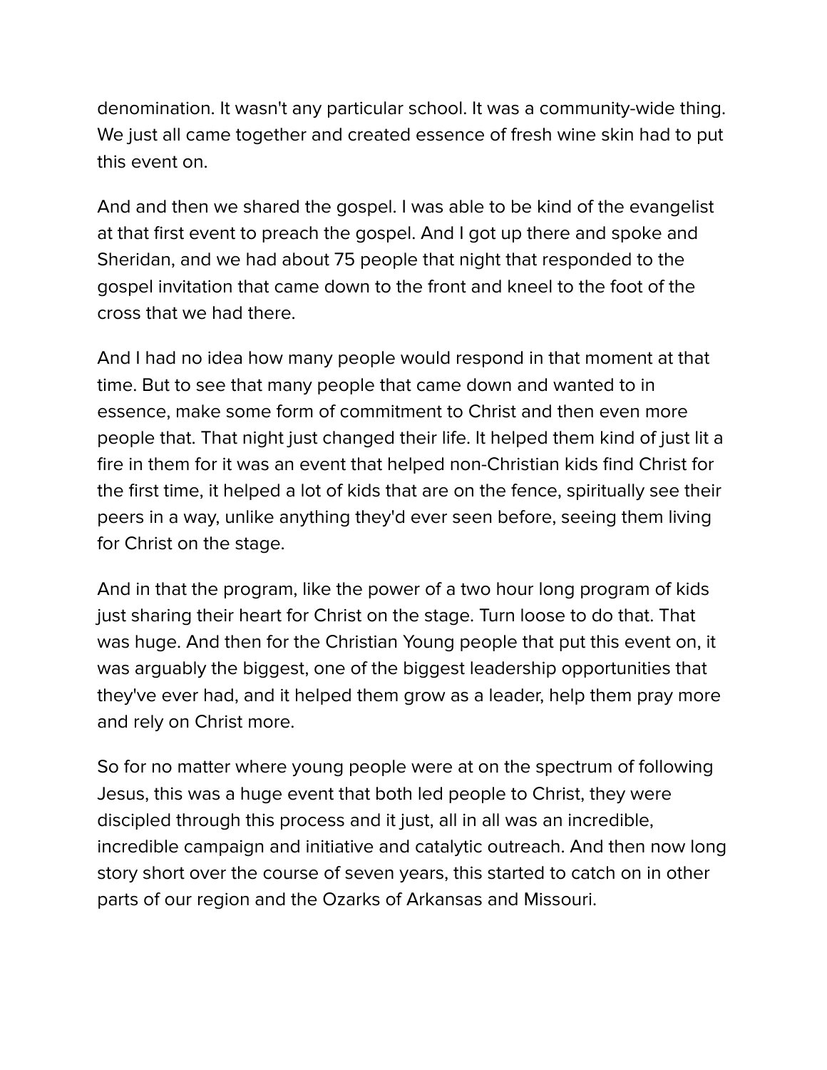denomination. It wasn't any particular school. It was a community-wide thing. We just all came together and created essence of fresh wine skin had to put this event on.

And and then we shared the gospel. I was able to be kind of the evangelist at that first event to preach the gospel. And I got up there and spoke and Sheridan, and we had about 75 people that night that responded to the gospel invitation that came down to the front and kneel to the foot of the cross that we had there.

And I had no idea how many people would respond in that moment at that time. But to see that many people that came down and wanted to in essence, make some form of commitment to Christ and then even more people that. That night just changed their life. It helped them kind of just lit a fire in them for it was an event that helped non-Christian kids find Christ for the first time, it helped a lot of kids that are on the fence, spiritually see their peers in a way, unlike anything they'd ever seen before, seeing them living for Christ on the stage.

And in that the program, like the power of a two hour long program of kids just sharing their heart for Christ on the stage. Turn loose to do that. That was huge. And then for the Christian Young people that put this event on, it was arguably the biggest, one of the biggest leadership opportunities that they've ever had, and it helped them grow as a leader, help them pray more and rely on Christ more.

So for no matter where young people were at on the spectrum of following Jesus, this was a huge event that both led people to Christ, they were discipled through this process and it just, all in all was an incredible, incredible campaign and initiative and catalytic outreach. And then now long story short over the course of seven years, this started to catch on in other parts of our region and the Ozarks of Arkansas and Missouri.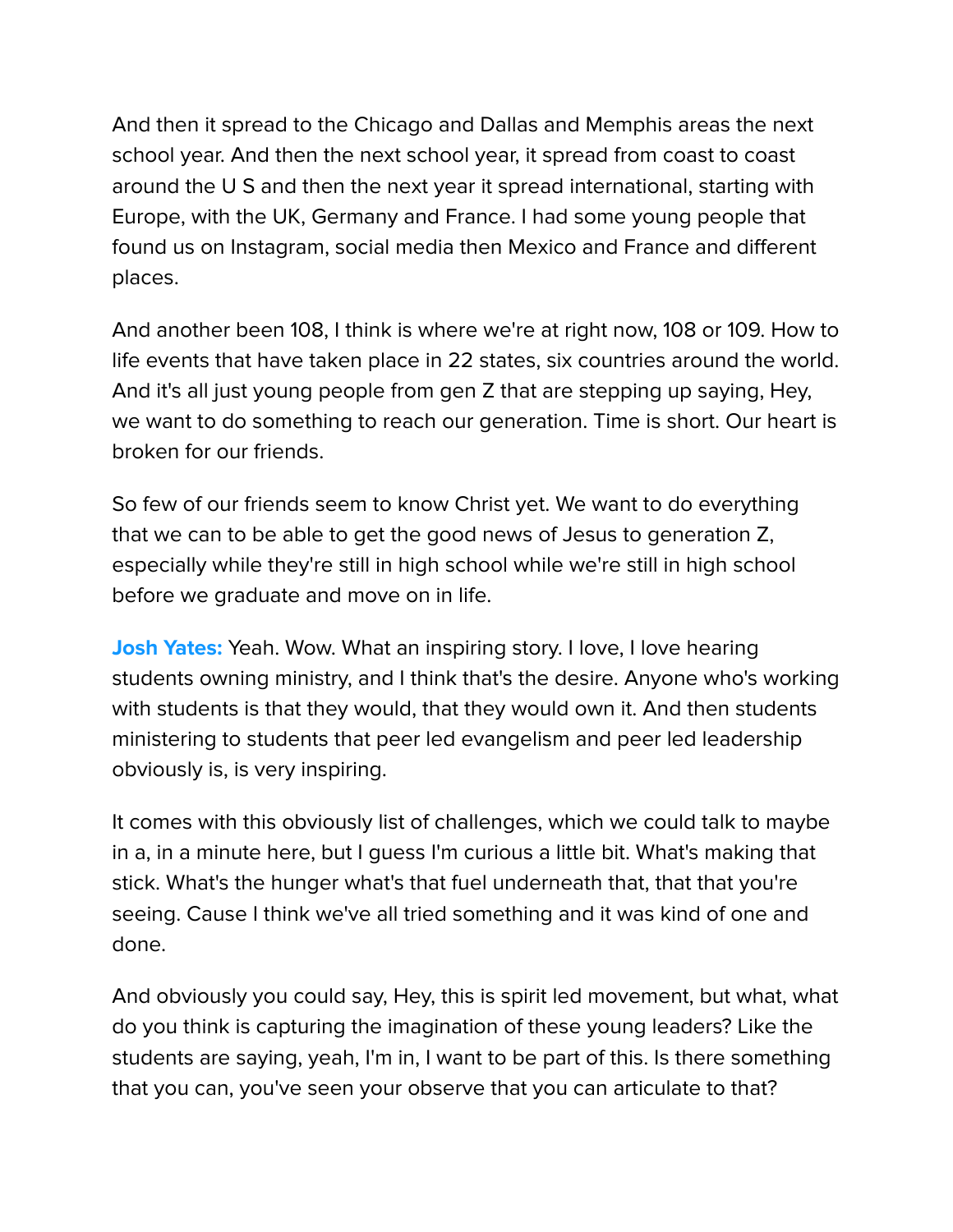And then it spread to the Chicago and Dallas and Memphis areas the next school year. And then the next school year, it spread from coast to coast around the U S and then the next year it spread international, starting with Europe, with the UK, Germany and France. I had some young people that found us on Instagram, social media then Mexico and France and different places.

And another been 108, I think is where we're at right now, 108 or 109. How to life events that have taken place in 22 states, six countries around the world. And it's all just young people from gen Z that are stepping up saying, Hey, we want to do something to reach our generation. Time is short. Our heart is broken for our friends.

So few of our friends seem to know Christ yet. We want to do everything that we can to be able to get the good news of Jesus to generation Z, especially while they're still in high school while we're still in high school before we graduate and move on in life.

**Josh Yates:** Yeah. Wow. What an inspiring story. I love, I love hearing students owning ministry, and I think that's the desire. Anyone who's working with students is that they would, that they would own it. And then students ministering to students that peer led evangelism and peer led leadership obviously is, is very inspiring.

It comes with this obviously list of challenges, which we could talk to maybe in a, in a minute here, but I guess I'm curious a little bit. What's making that stick. What's the hunger what's that fuel underneath that, that that you're seeing. Cause I think we've all tried something and it was kind of one and done.

And obviously you could say, Hey, this is spirit led movement, but what, what do you think is capturing the imagination of these young leaders? Like the students are saying, yeah, I'm in, I want to be part of this. Is there something that you can, you've seen your observe that you can articulate to that?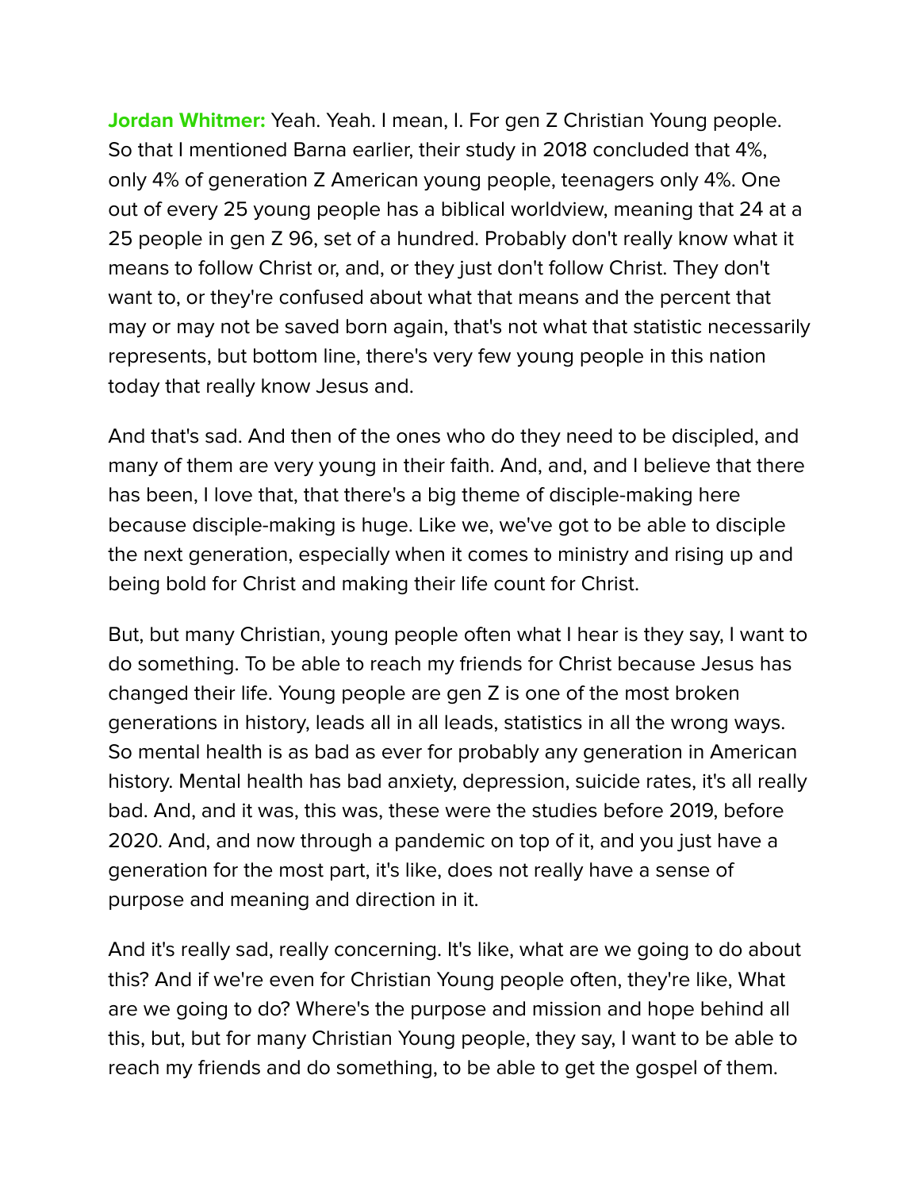**Jordan Whitmer:** Yeah. Yeah. I mean, I. For gen Z Christian Young people. So that I mentioned Barna earlier, their study in 2018 concluded that 4%, only 4% of generation Z American young people, teenagers only 4%. One out of every 25 young people has a biblical worldview, meaning that 24 at a 25 people in gen Z 96, set of a hundred. Probably don't really know what it means to follow Christ or, and, or they just don't follow Christ. They don't want to, or they're confused about what that means and the percent that may or may not be saved born again, that's not what that statistic necessarily represents, but bottom line, there's very few young people in this nation today that really know Jesus and.

And that's sad. And then of the ones who do they need to be discipled, and many of them are very young in their faith. And, and, and I believe that there has been, I love that, that there's a big theme of disciple-making here because disciple-making is huge. Like we, we've got to be able to disciple the next generation, especially when it comes to ministry and rising up and being bold for Christ and making their life count for Christ.

But, but many Christian, young people often what I hear is they say, I want to do something. To be able to reach my friends for Christ because Jesus has changed their life. Young people are gen Z is one of the most broken generations in history, leads all in all leads, statistics in all the wrong ways. So mental health is as bad as ever for probably any generation in American history. Mental health has bad anxiety, depression, suicide rates, it's all really bad. And, and it was, this was, these were the studies before 2019, before 2020. And, and now through a pandemic on top of it, and you just have a generation for the most part, it's like, does not really have a sense of purpose and meaning and direction in it.

And it's really sad, really concerning. It's like, what are we going to do about this? And if we're even for Christian Young people often, they're like, What are we going to do? Where's the purpose and mission and hope behind all this, but, but for many Christian Young people, they say, I want to be able to reach my friends and do something, to be able to get the gospel of them.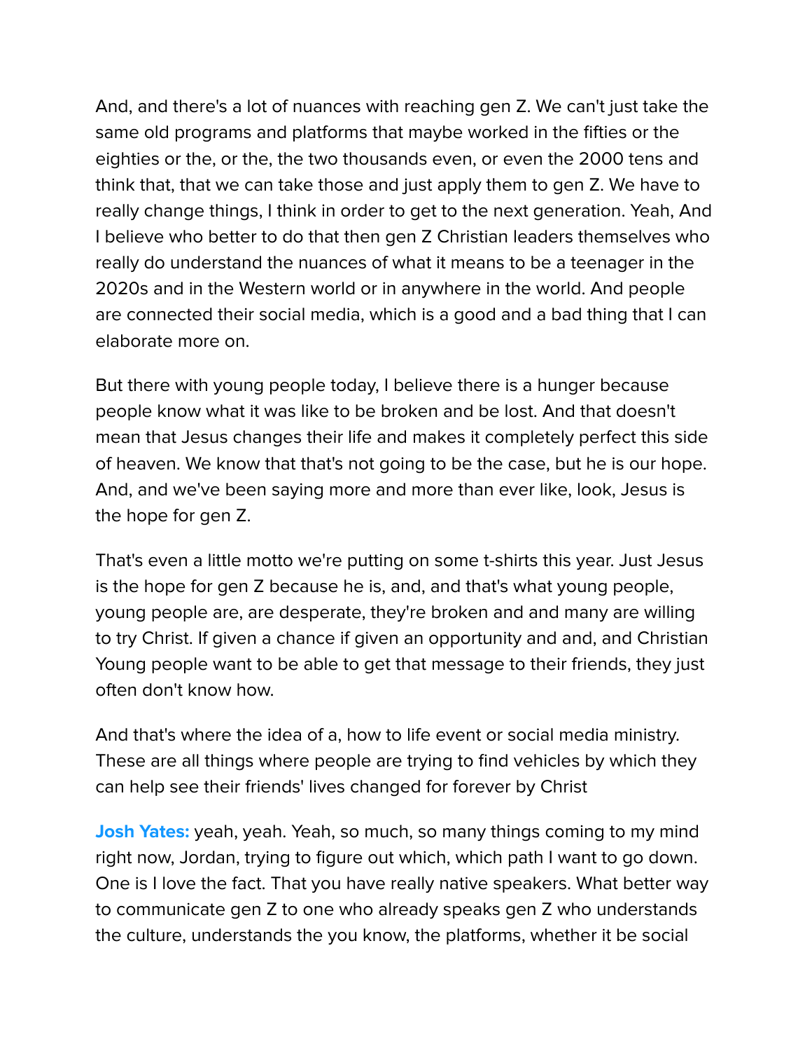And, and there's a lot of nuances with reaching gen Z. We can't just take the same old programs and platforms that maybe worked in the fifties or the eighties or the, or the, the two thousands even, or even the 2000 tens and think that, that we can take those and just apply them to gen Z. We have to really change things, I think in order to get to the next generation. Yeah, And I believe who better to do that then gen Z Christian leaders themselves who really do understand the nuances of what it means to be a teenager in the 2020s and in the Western world or in anywhere in the world. And people are connected their social media, which is a good and a bad thing that I can elaborate more on.

But there with young people today, I believe there is a hunger because people know what it was like to be broken and be lost. And that doesn't mean that Jesus changes their life and makes it completely perfect this side of heaven. We know that that's not going to be the case, but he is our hope. And, and we've been saying more and more than ever like, look, Jesus is the hope for gen Z.

That's even a little motto we're putting on some t-shirts this year. Just Jesus is the hope for gen Z because he is, and, and that's what young people, young people are, are desperate, they're broken and and many are willing to try Christ. If given a chance if given an opportunity and and, and Christian Young people want to be able to get that message to their friends, they just often don't know how.

And that's where the idea of a, how to life event or social media ministry. These are all things where people are trying to find vehicles by which they can help see their friends' lives changed for forever by Christ

**Josh Yates:** yeah, yeah. Yeah, so much, so many things coming to my mind right now, Jordan, trying to figure out which, which path I want to go down. One is I love the fact. That you have really native speakers. What better way to communicate gen Z to one who already speaks gen Z who understands the culture, understands the you know, the platforms, whether it be social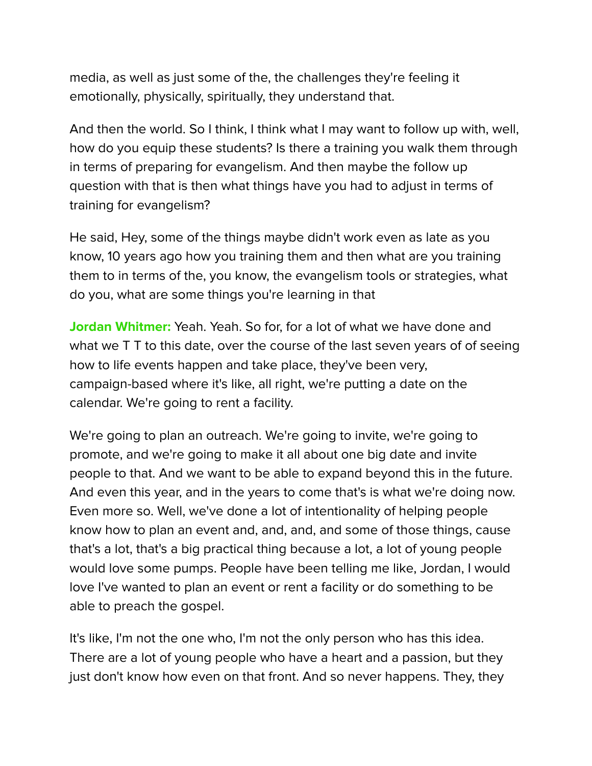media, as well as just some of the, the challenges they're feeling it emotionally, physically, spiritually, they understand that.

And then the world. So I think, I think what I may want to follow up with, well, how do you equip these students? Is there a training you walk them through in terms of preparing for evangelism. And then maybe the follow up question with that is then what things have you had to adjust in terms of training for evangelism?

He said, Hey, some of the things maybe didn't work even as late as you know, 10 years ago how you training them and then what are you training them to in terms of the, you know, the evangelism tools or strategies, what do you, what are some things you're learning in that

**Jordan Whitmer:** Yeah. Yeah. So for, for a lot of what we have done and what we T T to this date, over the course of the last seven years of of seeing how to life events happen and take place, they've been very, campaign-based where it's like, all right, we're putting a date on the calendar. We're going to rent a facility.

We're going to plan an outreach. We're going to invite, we're going to promote, and we're going to make it all about one big date and invite people to that. And we want to be able to expand beyond this in the future. And even this year, and in the years to come that's is what we're doing now. Even more so. Well, we've done a lot of intentionality of helping people know how to plan an event and, and, and, and some of those things, cause that's a lot, that's a big practical thing because a lot, a lot of young people would love some pumps. People have been telling me like, Jordan, I would love I've wanted to plan an event or rent a facility or do something to be able to preach the gospel.

It's like, I'm not the one who, I'm not the only person who has this idea. There are a lot of young people who have a heart and a passion, but they just don't know how even on that front. And so never happens. They, they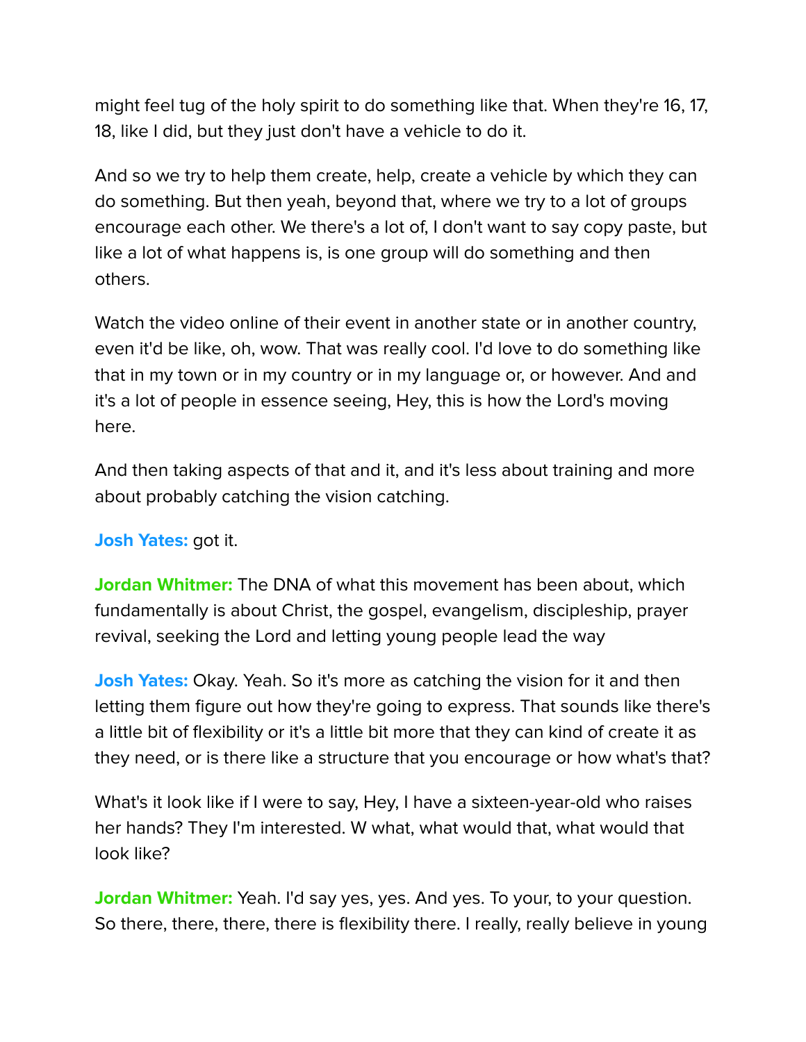might feel tug of the holy spirit to do something like that. When they're 16, 17, 18, like I did, but they just don't have a vehicle to do it.

And so we try to help them create, help, create a vehicle by which they can do something. But then yeah, beyond that, where we try to a lot of groups encourage each other. We there's a lot of, I don't want to say copy paste, but like a lot of what happens is, is one group will do something and then others.

Watch the video online of their event in another state or in another country, even it'd be like, oh, wow. That was really cool. I'd love to do something like that in my town or in my country or in my language or, or however. And and it's a lot of people in essence seeing, Hey, this is how the Lord's moving here.

And then taking aspects of that and it, and it's less about training and more about probably catching the vision catching.

**Josh Yates:** got it.

**Jordan Whitmer:** The DNA of what this movement has been about, which fundamentally is about Christ, the gospel, evangelism, discipleship, prayer revival, seeking the Lord and letting young people lead the way

**Josh Yates:** Okay. Yeah. So it's more as catching the vision for it and then letting them figure out how they're going to express. That sounds like there's a little bit of flexibility or it's a little bit more that they can kind of create it as they need, or is there like a structure that you encourage or how what's that?

What's it look like if I were to say, Hey, I have a sixteen-year-old who raises her hands? They I'm interested. W what, what would that, what would that look like?

**Jordan Whitmer:** Yeah. I'd say yes, yes. And yes. To your, to your question. So there, there, there, there is flexibility there. I really, really believe in young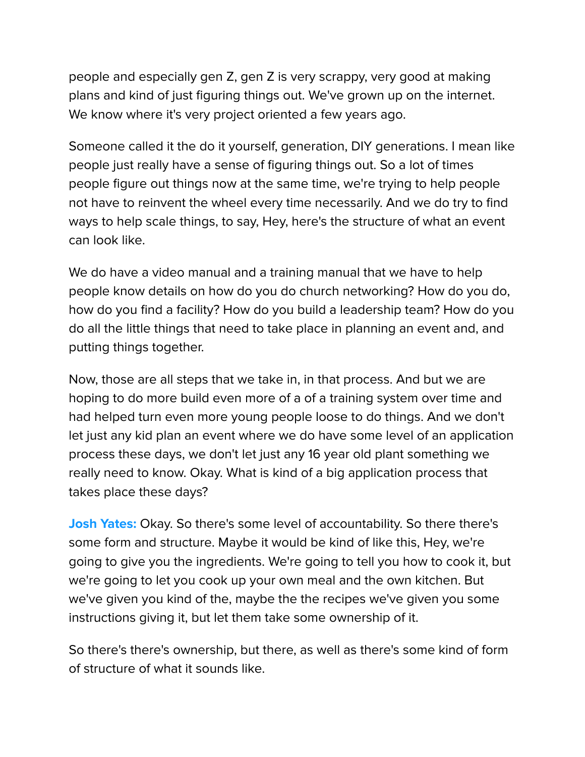people and especially gen Z, gen Z is very scrappy, very good at making plans and kind of just figuring things out. We've grown up on the internet. We know where it's very project oriented a few years ago.

Someone called it the do it yourself, generation, DIY generations. I mean like people just really have a sense of figuring things out. So a lot of times people figure out things now at the same time, we're trying to help people not have to reinvent the wheel every time necessarily. And we do try to find ways to help scale things, to say, Hey, here's the structure of what an event can look like.

We do have a video manual and a training manual that we have to help people know details on how do you do church networking? How do you do, how do you find a facility? How do you build a leadership team? How do you do all the little things that need to take place in planning an event and, and putting things together.

Now, those are all steps that we take in, in that process. And but we are hoping to do more build even more of a of a training system over time and had helped turn even more young people loose to do things. And we don't let just any kid plan an event where we do have some level of an application process these days, we don't let just any 16 year old plant something we really need to know. Okay. What is kind of a big application process that takes place these days?

**Josh Yates:** Okay. So there's some level of accountability. So there there's some form and structure. Maybe it would be kind of like this, Hey, we're going to give you the ingredients. We're going to tell you how to cook it, but we're going to let you cook up your own meal and the own kitchen. But we've given you kind of the, maybe the the recipes we've given you some instructions giving it, but let them take some ownership of it.

So there's there's ownership, but there, as well as there's some kind of form of structure of what it sounds like.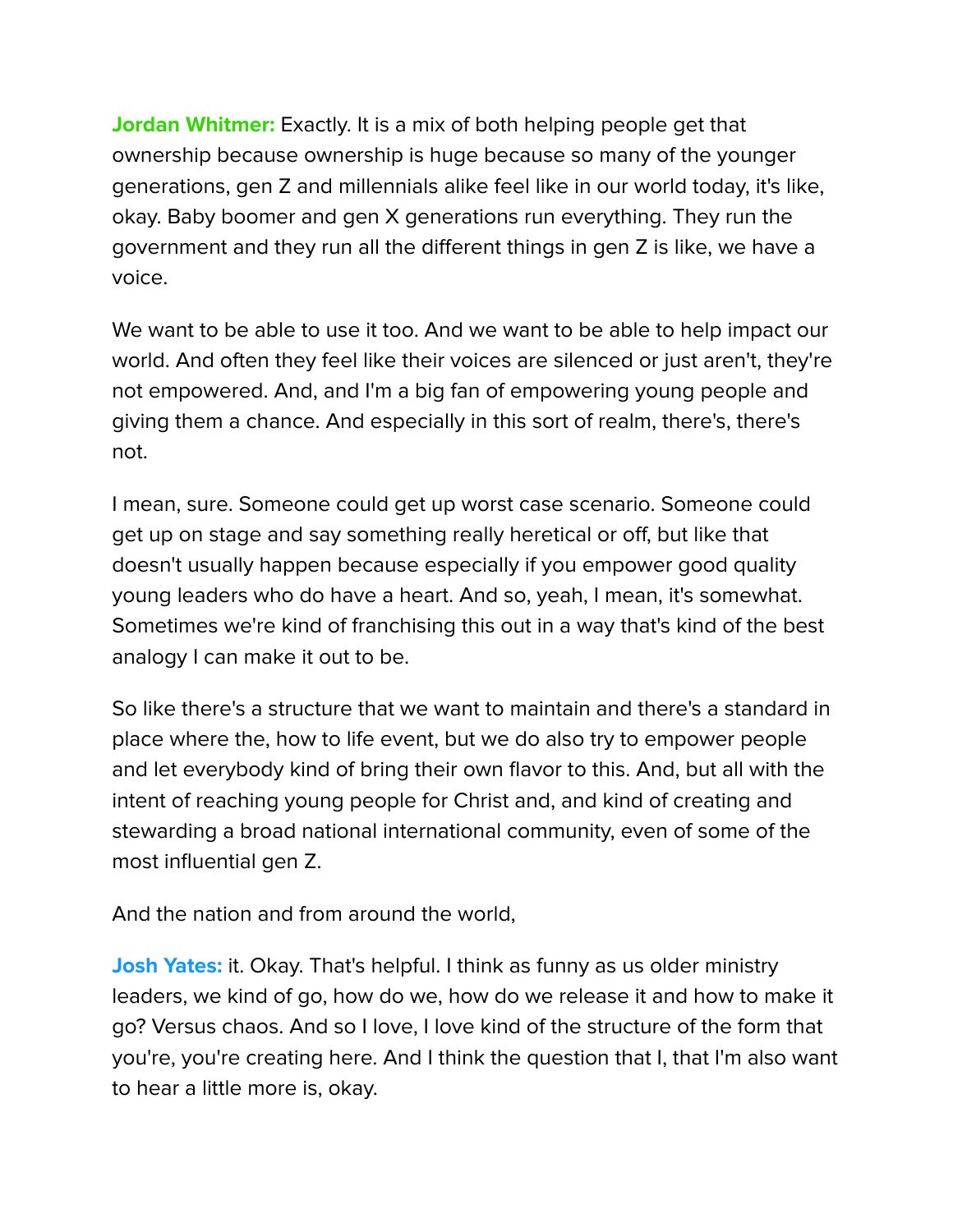**Jordan Whitmer:** Exactly. It is a mix of both helping people get that ownership because ownership is huge because so many of the younger generations, gen Z and millennials alike feel like in our world today, it's like, okay. Baby boomer and gen X generations run everything. They run the government and they run all the different things in gen Z is like, we have a voice.

We want to be able to use it too. And we want to be able to help impact our world. And often they feel like their voices are silenced or just aren't, they're not empowered. And, and I'm a big fan of empowering young people and giving them a chance. And especially in this sort of realm, there's, there's not.

I mean, sure. Someone could get up worst case scenario. Someone could get up on stage and say something really heretical or off, but like that doesn't usually happen because especially if you empower good quality young leaders who do have a heart. And so, yeah, I mean, it's somewhat. Sometimes we're kind of franchising this out in a way that's kind of the best analogy I can make it out to be.

So like there's a structure that we want to maintain and there's a standard in place where the, how to life event, but we do also try to empower people and let everybody kind of bring their own flavor to this. And, but all with the intent of reaching young people for Christ and, and kind of creating and stewarding a broad national international community, even of some of the most influential gen Z.

And the nation and from around the world,

**Josh Yates:** it. Okay. That's helpful. I think as funny as us older ministry leaders, we kind of go, how do we, how do we release it and how to make it go? Versus chaos. And so I love, I love kind of the structure of the form that you're, you're creating here. And I think the question that I, that I'm also want to hear a little more is, okay.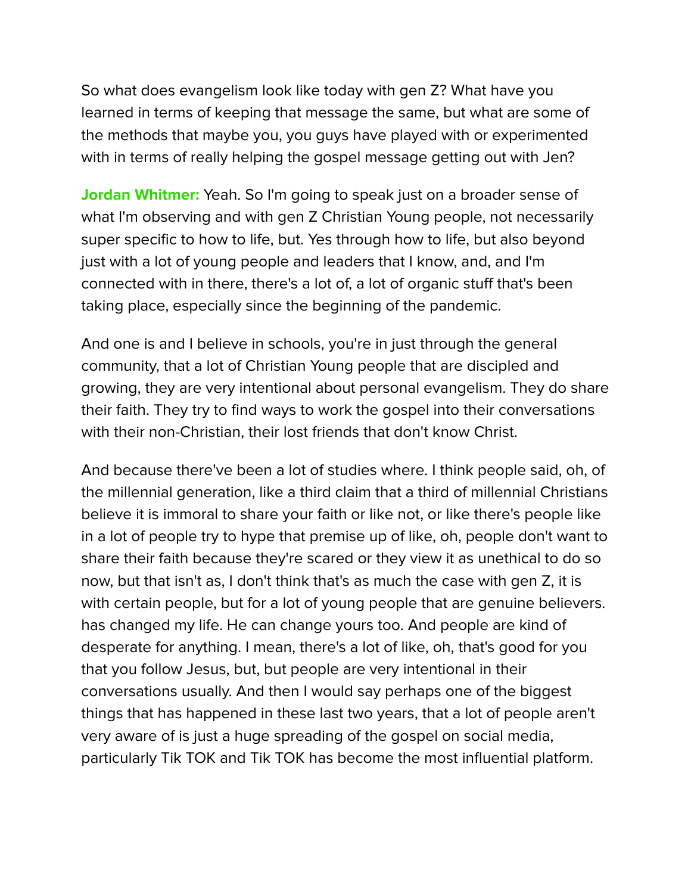So what does evangelism look like today with gen Z? What have you learned in terms of keeping that message the same, but what are some of the methods that maybe you, you guys have played with or experimented with in terms of really helping the gospel message getting out with Jen?

**Jordan Whitmer:** Yeah. So I'm going to speak just on a broader sense of what I'm observing and with gen Z Christian Young people, not necessarily super specific to how to life, but. Yes through how to life, but also beyond just with a lot of young people and leaders that I know, and, and I'm connected with in there, there's a lot of, a lot of organic stuff that's been taking place, especially since the beginning of the pandemic.

And one is and I believe in schools, you're in just through the general community, that a lot of Christian Young people that are discipled and growing, they are very intentional about personal evangelism. They do share their faith. They try to find ways to work the gospel into their conversations with their non-Christian, their lost friends that don't know Christ.

And because there've been a lot of studies where. I think people said, oh, of the millennial generation, like a third claim that a third of millennial Christians believe it is immoral to share your faith or like not, or like there's people like in a lot of people try to hype that premise up of like, oh, people don't want to share their faith because they're scared or they view it as unethical to do so now, but that isn't as, I don't think that's as much the case with gen Z, it is with certain people, but for a lot of young people that are genuine believers. has changed my life. He can change yours too. And people are kind of desperate for anything. I mean, there's a lot of like, oh, that's good for you that you follow Jesus, but, but people are very intentional in their conversations usually. And then I would say perhaps one of the biggest things that has happened in these last two years, that a lot of people aren't very aware of is just a huge spreading of the gospel on social media, particularly Tik TOK and Tik TOK has become the most influential platform.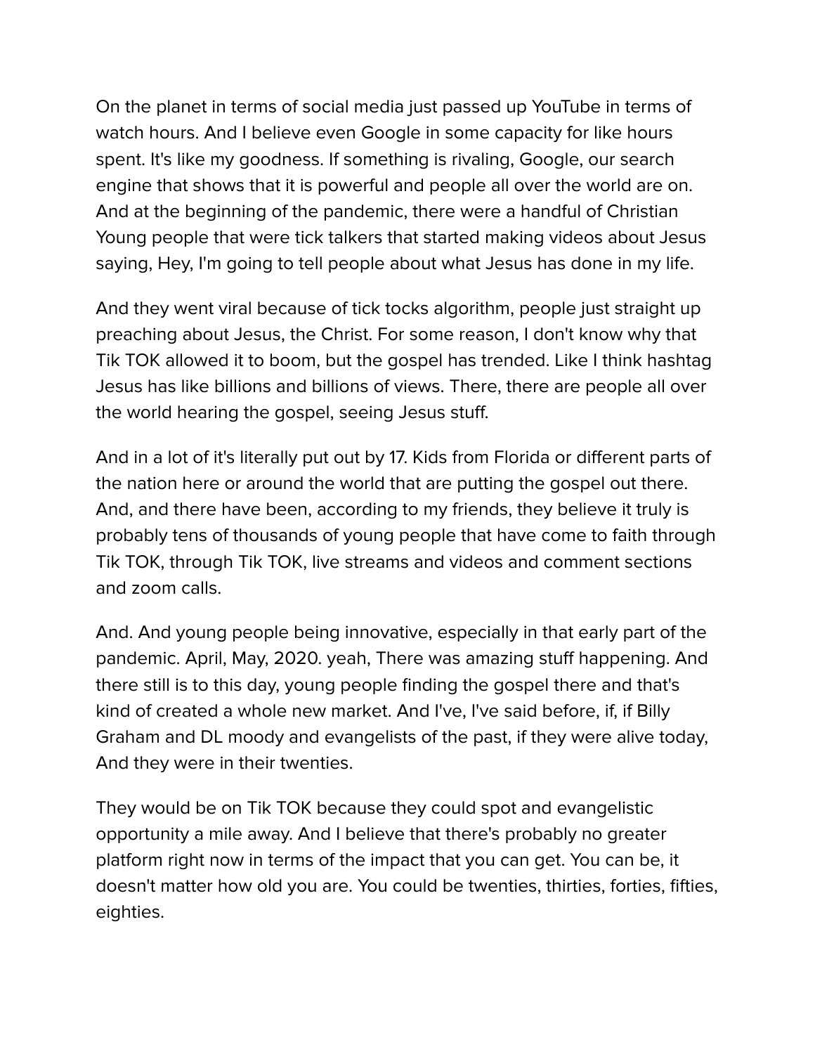On the planet in terms of social media just passed up YouTube in terms of watch hours. And I believe even Google in some capacity for like hours spent. It's like my goodness. If something is rivaling, Google, our search engine that shows that it is powerful and people all over the world are on. And at the beginning of the pandemic, there were a handful of Christian Young people that were tick talkers that started making videos about Jesus saying, Hey, I'm going to tell people about what Jesus has done in my life.

And they went viral because of tick tocks algorithm, people just straight up preaching about Jesus, the Christ. For some reason, I don't know why that Tik TOK allowed it to boom, but the gospel has trended. Like I think hashtag Jesus has like billions and billions of views. There, there are people all over the world hearing the gospel, seeing Jesus stuff.

And in a lot of it's literally put out by 17. Kids from Florida or different parts of the nation here or around the world that are putting the gospel out there. And, and there have been, according to my friends, they believe it truly is probably tens of thousands of young people that have come to faith through Tik TOK, through Tik TOK, live streams and videos and comment sections and zoom calls.

And. And young people being innovative, especially in that early part of the pandemic. April, May, 2020. yeah, There was amazing stuff happening. And there still is to this day, young people finding the gospel there and that's kind of created a whole new market. And I've, I've said before, if, if Billy Graham and DL moody and evangelists of the past, if they were alive today, And they were in their twenties.

They would be on Tik TOK because they could spot and evangelistic opportunity a mile away. And I believe that there's probably no greater platform right now in terms of the impact that you can get. You can be, it doesn't matter how old you are. You could be twenties, thirties, forties, fifties, eighties.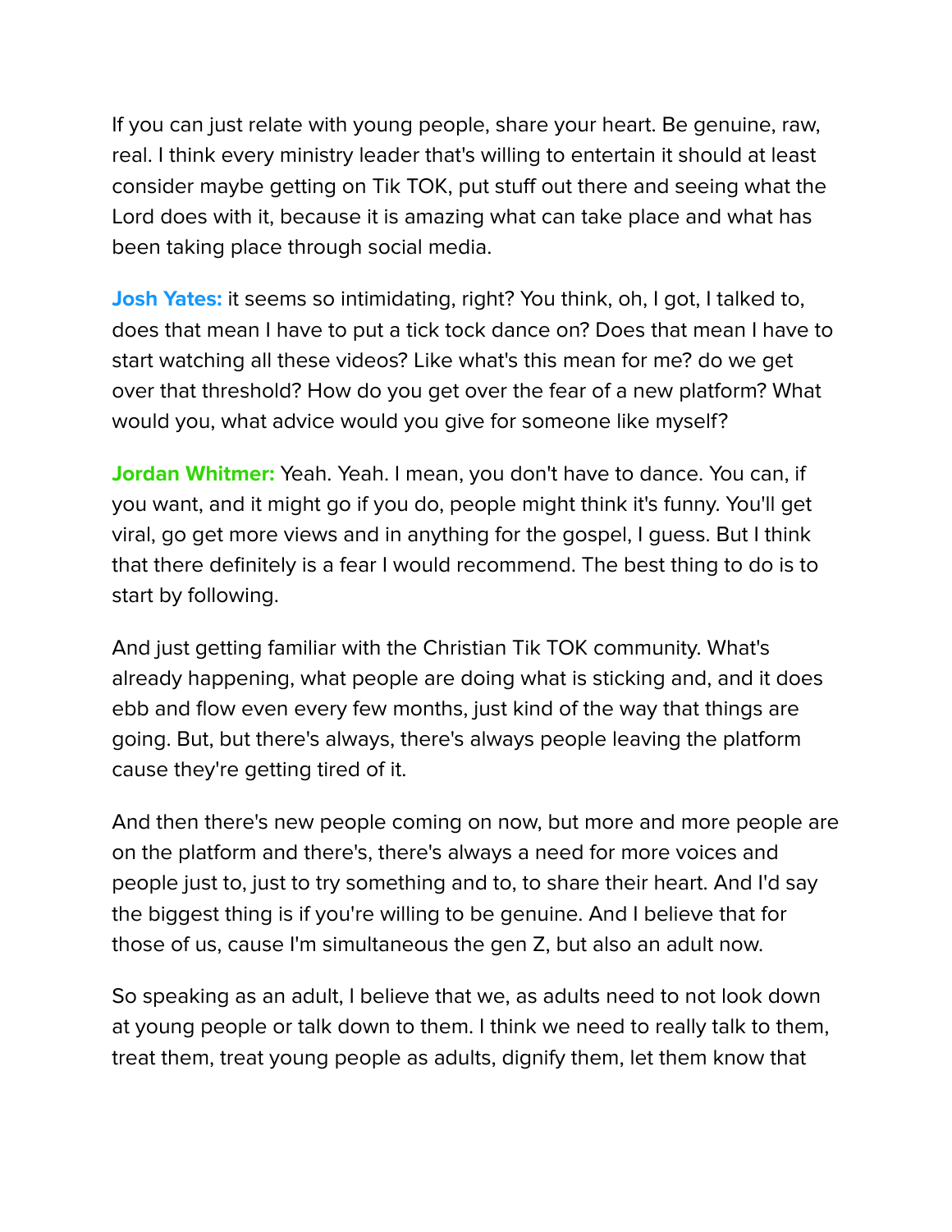If you can just relate with young people, share your heart. Be genuine, raw, real. I think every ministry leader that's willing to entertain it should at least consider maybe getting on Tik TOK, put stuff out there and seeing what the Lord does with it, because it is amazing what can take place and what has been taking place through social media.

**Josh Yates:** it seems so intimidating, right? You think, oh, I got, I talked to, does that mean I have to put a tick tock dance on? Does that mean I have to start watching all these videos? Like what's this mean for me? do we get over that threshold? How do you get over the fear of a new platform? What would you, what advice would you give for someone like myself?

**Jordan Whitmer:** Yeah. Yeah. I mean, you don't have to dance. You can, if you want, and it might go if you do, people might think it's funny. You'll get viral, go get more views and in anything for the gospel, I guess. But I think that there definitely is a fear I would recommend. The best thing to do is to start by following.

And just getting familiar with the Christian Tik TOK community. What's already happening, what people are doing what is sticking and, and it does ebb and flow even every few months, just kind of the way that things are going. But, but there's always, there's always people leaving the platform cause they're getting tired of it.

And then there's new people coming on now, but more and more people are on the platform and there's, there's always a need for more voices and people just to, just to try something and to, to share their heart. And I'd say the biggest thing is if you're willing to be genuine. And I believe that for those of us, cause I'm simultaneous the gen Z, but also an adult now.

So speaking as an adult, I believe that we, as adults need to not look down at young people or talk down to them. I think we need to really talk to them, treat them, treat young people as adults, dignify them, let them know that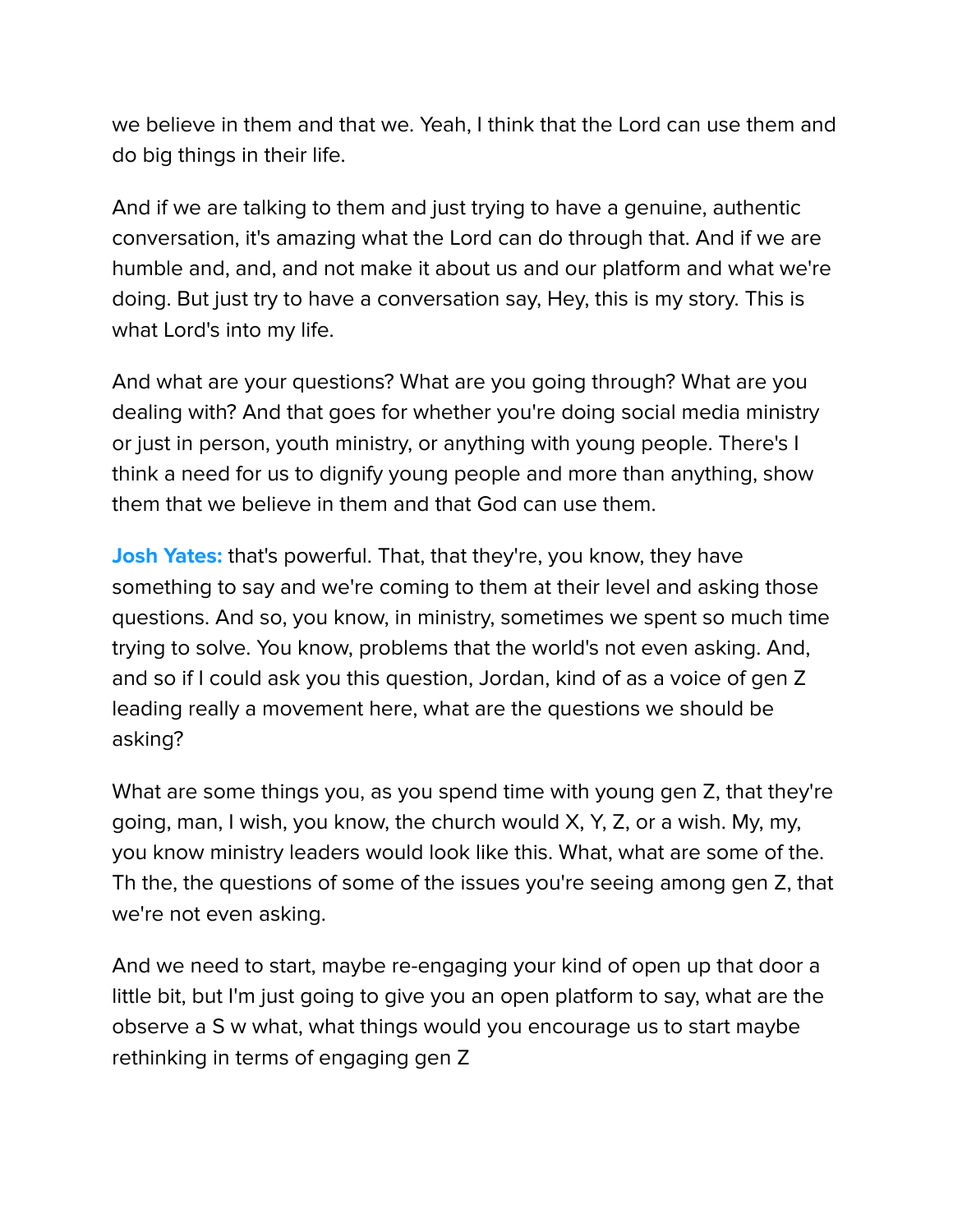we believe in them and that we. Yeah, I think that the Lord can use them and do big things in their life.

And if we are talking to them and just trying to have a genuine, authentic conversation, it's amazing what the Lord can do through that. And if we are humble and, and, and not make it about us and our platform and what we're doing. But just try to have a conversation say, Hey, this is my story. This is what Lord's into my life.

And what are your questions? What are you going through? What are you dealing with? And that goes for whether you're doing social media ministry or just in person, youth ministry, or anything with young people. There's I think a need for us to dignify young people and more than anything, show them that we believe in them and that God can use them.

**Josh Yates:** that's powerful. That, that they're, you know, they have something to say and we're coming to them at their level and asking those questions. And so, you know, in ministry, sometimes we spent so much time trying to solve. You know, problems that the world's not even asking. And, and so if I could ask you this question, Jordan, kind of as a voice of gen Z leading really a movement here, what are the questions we should be asking?

What are some things you, as you spend time with young gen Z, that they're going, man, I wish, you know, the church would X, Y, Z, or a wish. My, my, you know ministry leaders would look like this. What, what are some of the. Th the, the questions of some of the issues you're seeing among gen Z, that we're not even asking.

And we need to start, maybe re-engaging your kind of open up that door a little bit, but I'm just going to give you an open platform to say, what are the observe a S w what, what things would you encourage us to start maybe rethinking in terms of engaging gen Z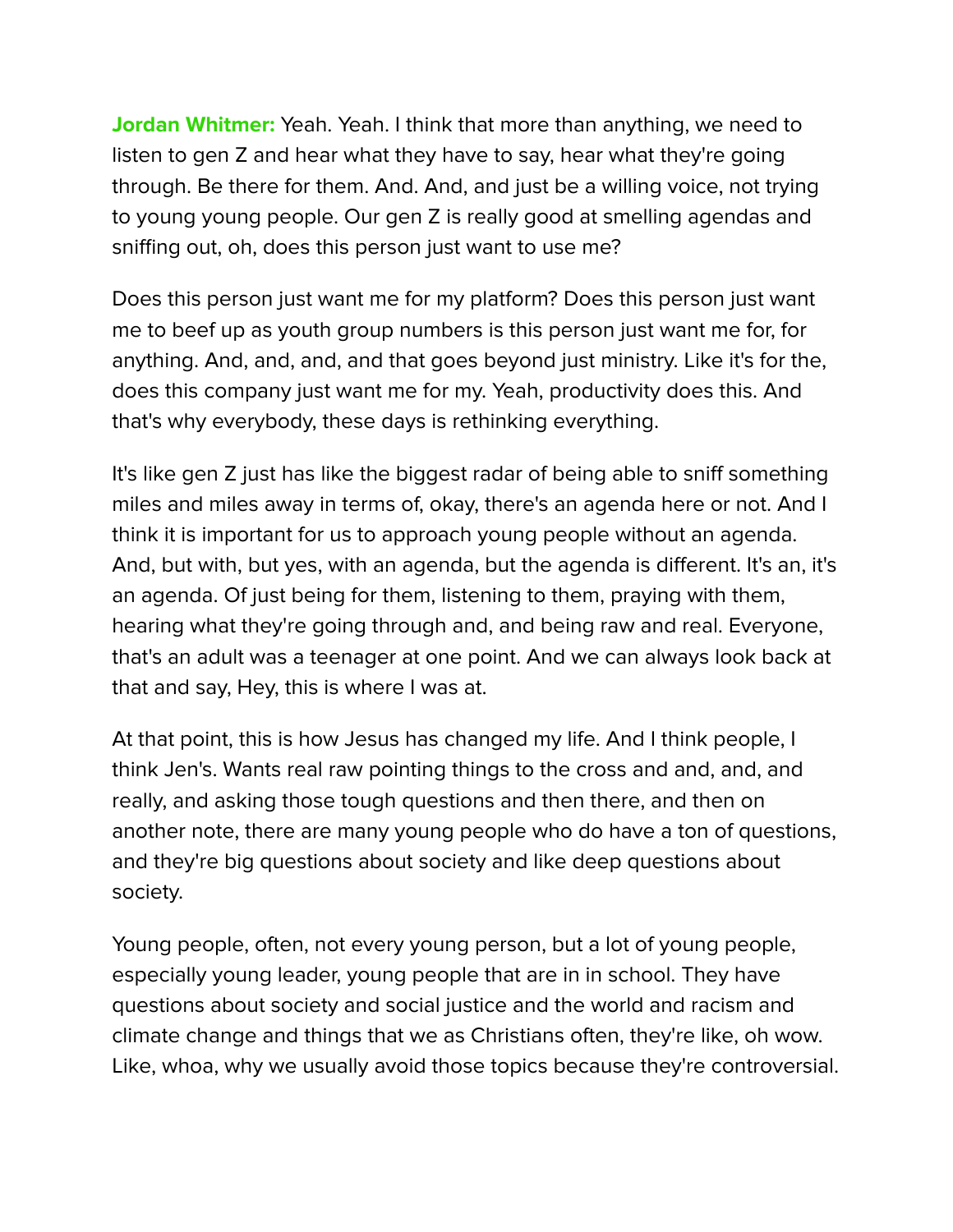**Jordan Whitmer:** Yeah. Yeah. I think that more than anything, we need to listen to gen Z and hear what they have to say, hear what they're going through. Be there for them. And. And, and just be a willing voice, not trying to young young people. Our gen Z is really good at smelling agendas and sniffing out, oh, does this person just want to use me?

Does this person just want me for my platform? Does this person just want me to beef up as youth group numbers is this person just want me for, for anything. And, and, and, and that goes beyond just ministry. Like it's for the, does this company just want me for my. Yeah, productivity does this. And that's why everybody, these days is rethinking everything.

It's like gen Z just has like the biggest radar of being able to sniff something miles and miles away in terms of, okay, there's an agenda here or not. And I think it is important for us to approach young people without an agenda. And, but with, but yes, with an agenda, but the agenda is different. It's an, it's an agenda. Of just being for them, listening to them, praying with them, hearing what they're going through and, and being raw and real. Everyone, that's an adult was a teenager at one point. And we can always look back at that and say, Hey, this is where I was at.

At that point, this is how Jesus has changed my life. And I think people, I think Jen's. Wants real raw pointing things to the cross and and, and, and really, and asking those tough questions and then there, and then on another note, there are many young people who do have a ton of questions, and they're big questions about society and like deep questions about society.

Young people, often, not every young person, but a lot of young people, especially young leader, young people that are in in school. They have questions about society and social justice and the world and racism and climate change and things that we as Christians often, they're like, oh wow. Like, whoa, why we usually avoid those topics because they're controversial.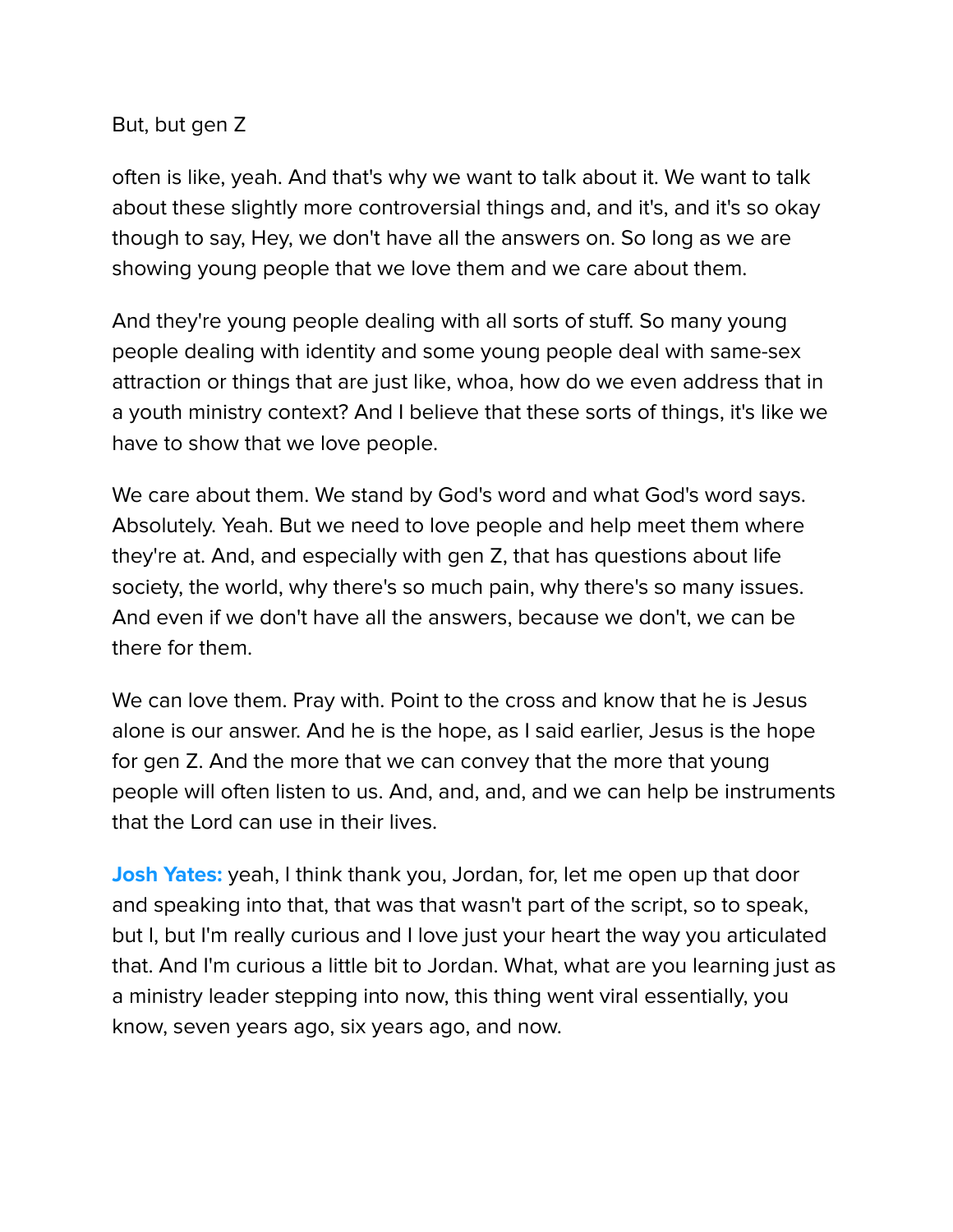But, but gen Z

often is like, yeah. And that's why we want to talk about it. We want to talk about these slightly more controversial things and, and it's, and it's so okay though to say, Hey, we don't have all the answers on. So long as we are showing young people that we love them and we care about them.

And they're young people dealing with all sorts of stuff. So many young people dealing with identity and some young people deal with same-sex attraction or things that are just like, whoa, how do we even address that in a youth ministry context? And I believe that these sorts of things, it's like we have to show that we love people.

We care about them. We stand by God's word and what God's word says. Absolutely. Yeah. But we need to love people and help meet them where they're at. And, and especially with gen Z, that has questions about life society, the world, why there's so much pain, why there's so many issues. And even if we don't have all the answers, because we don't, we can be there for them.

We can love them. Pray with. Point to the cross and know that he is Jesus alone is our answer. And he is the hope, as I said earlier, Jesus is the hope for gen Z. And the more that we can convey that the more that young people will often listen to us. And, and, and, and we can help be instruments that the Lord can use in their lives.

**Josh Yates:** yeah, I think thank you, Jordan, for, let me open up that door and speaking into that, that was that wasn't part of the script, so to speak, but I, but I'm really curious and I love just your heart the way you articulated that. And I'm curious a little bit to Jordan. What, what are you learning just as a ministry leader stepping into now, this thing went viral essentially, you know, seven years ago, six years ago, and now.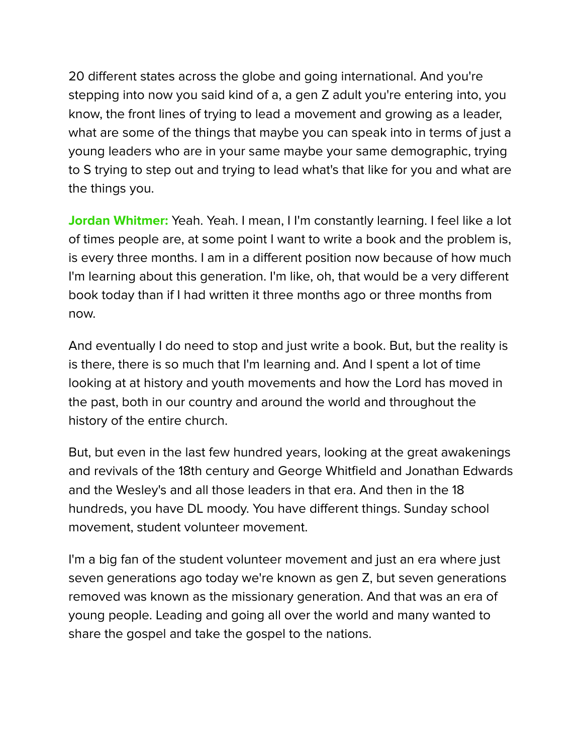20 different states across the globe and going international. And you're stepping into now you said kind of a, a gen Z adult you're entering into, you know, the front lines of trying to lead a movement and growing as a leader, what are some of the things that maybe you can speak into in terms of just a young leaders who are in your same maybe your same demographic, trying to S trying to step out and trying to lead what's that like for you and what are the things you.

**Jordan Whitmer:** Yeah. Yeah. I mean, I I'm constantly learning. I feel like a lot of times people are, at some point I want to write a book and the problem is, is every three months. I am in a different position now because of how much I'm learning about this generation. I'm like, oh, that would be a very different book today than if I had written it three months ago or three months from now.

And eventually I do need to stop and just write a book. But, but the reality is is there, there is so much that I'm learning and. And I spent a lot of time looking at at history and youth movements and how the Lord has moved in the past, both in our country and around the world and throughout the history of the entire church.

But, but even in the last few hundred years, looking at the great awakenings and revivals of the 18th century and George Whitfield and Jonathan Edwards and the Wesley's and all those leaders in that era. And then in the 18 hundreds, you have DL moody. You have different things. Sunday school movement, student volunteer movement.

I'm a big fan of the student volunteer movement and just an era where just seven generations ago today we're known as gen Z, but seven generations removed was known as the missionary generation. And that was an era of young people. Leading and going all over the world and many wanted to share the gospel and take the gospel to the nations.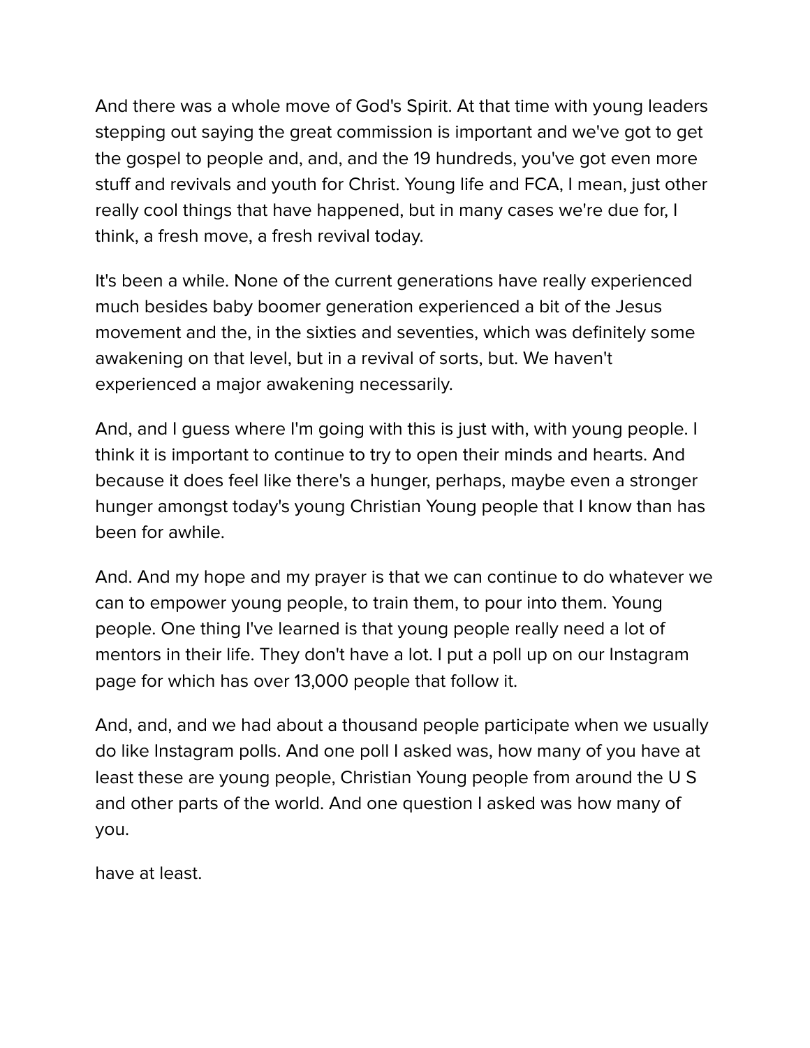And there was a whole move of God's Spirit. At that time with young leaders stepping out saying the great commission is important and we've got to get the gospel to people and, and, and the 19 hundreds, you've got even more stuff and revivals and youth for Christ. Young life and FCA, I mean, just other really cool things that have happened, but in many cases we're due for, I think, a fresh move, a fresh revival today.

It's been a while. None of the current generations have really experienced much besides baby boomer generation experienced a bit of the Jesus movement and the, in the sixties and seventies, which was definitely some awakening on that level, but in a revival of sorts, but. We haven't experienced a major awakening necessarily.

And, and I guess where I'm going with this is just with, with young people. I think it is important to continue to try to open their minds and hearts. And because it does feel like there's a hunger, perhaps, maybe even a stronger hunger amongst today's young Christian Young people that I know than has been for awhile.

And. And my hope and my prayer is that we can continue to do whatever we can to empower young people, to train them, to pour into them. Young people. One thing I've learned is that young people really need a lot of mentors in their life. They don't have a lot. I put a poll up on our Instagram page for which has over 13,000 people that follow it.

And, and, and we had about a thousand people participate when we usually do like Instagram polls. And one poll I asked was, how many of you have at least these are young people, Christian Young people from around the U S and other parts of the world. And one question I asked was how many of you.

have at least.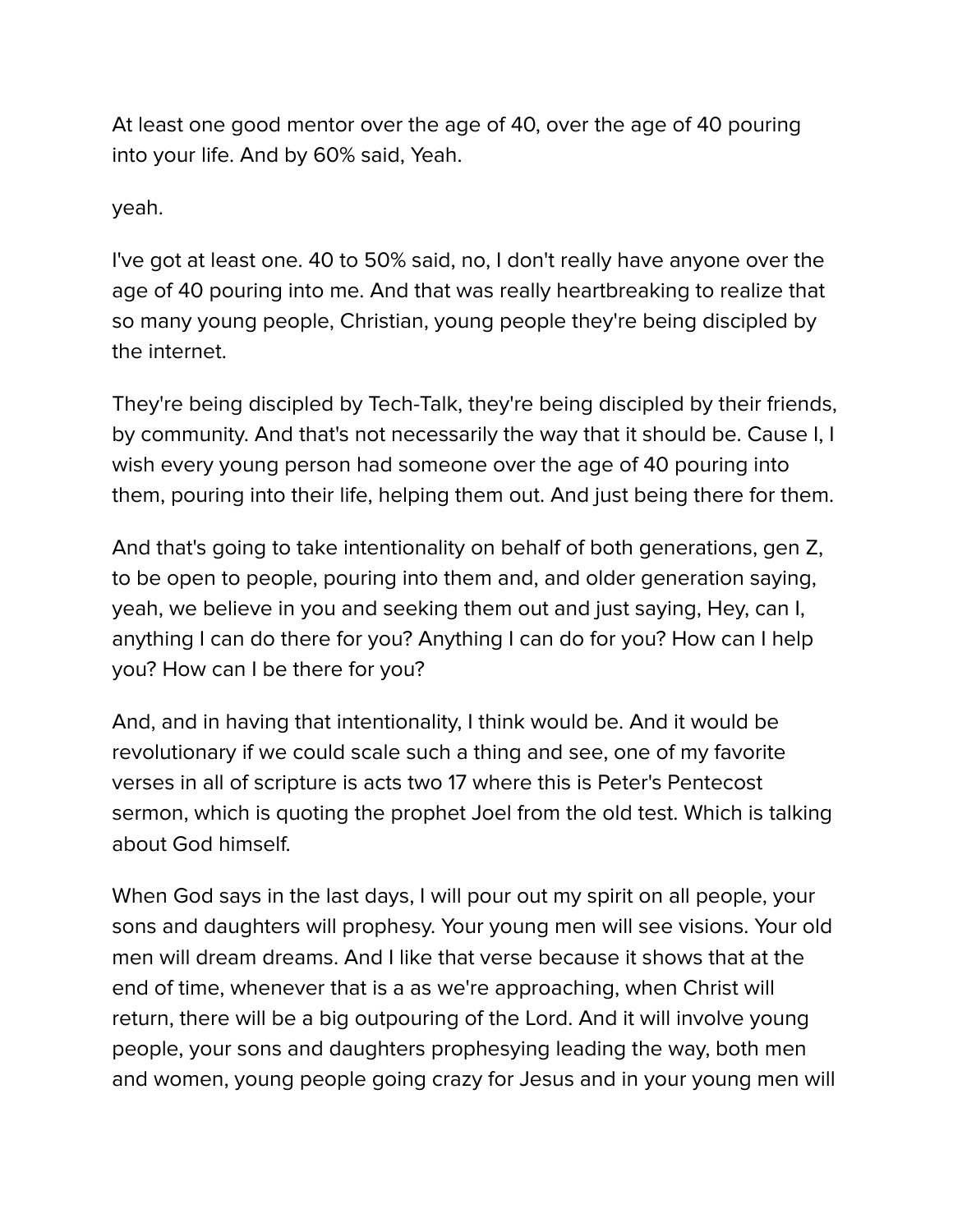At least one good mentor over the age of 40, over the age of 40 pouring into your life. And by 60% said, Yeah.

yeah.

I've got at least one. 40 to 50% said, no, I don't really have anyone over the age of 40 pouring into me. And that was really heartbreaking to realize that so many young people, Christian, young people they're being discipled by the internet.

They're being discipled by Tech-Talk, they're being discipled by their friends, by community. And that's not necessarily the way that it should be. Cause I, I wish every young person had someone over the age of 40 pouring into them, pouring into their life, helping them out. And just being there for them.

And that's going to take intentionality on behalf of both generations, gen Z, to be open to people, pouring into them and, and older generation saying, yeah, we believe in you and seeking them out and just saying, Hey, can I, anything I can do there for you? Anything I can do for you? How can I help you? How can I be there for you?

And, and in having that intentionality, I think would be. And it would be revolutionary if we could scale such a thing and see, one of my favorite verses in all of scripture is acts two 17 where this is Peter's Pentecost sermon, which is quoting the prophet Joel from the old test. Which is talking about God himself.

When God says in the last days, I will pour out my spirit on all people, your sons and daughters will prophesy. Your young men will see visions. Your old men will dream dreams. And I like that verse because it shows that at the end of time, whenever that is a as we're approaching, when Christ will return, there will be a big outpouring of the Lord. And it will involve young people, your sons and daughters prophesying leading the way, both men and women, young people going crazy for Jesus and in your young men will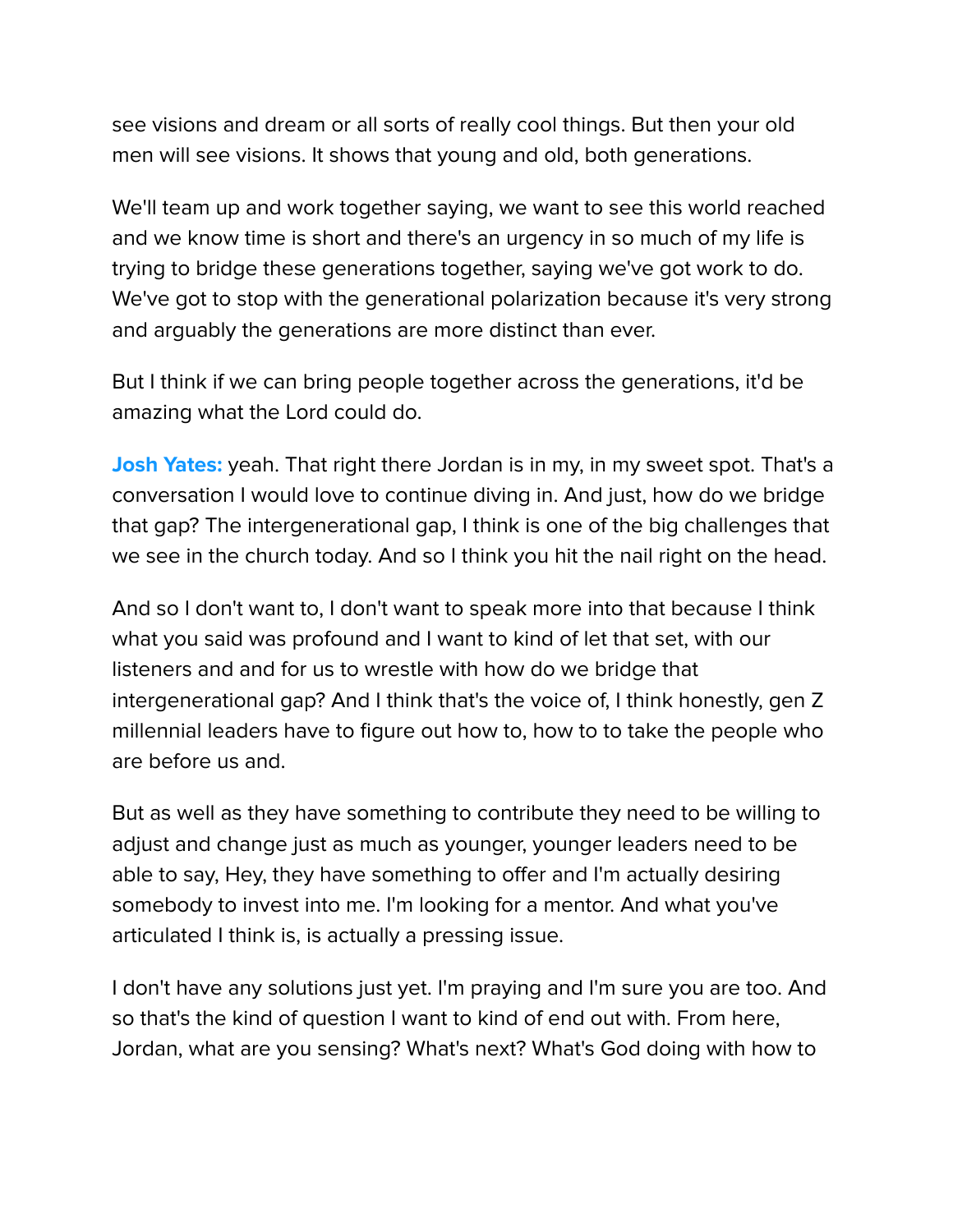see visions and dream or all sorts of really cool things. But then your old men will see visions. It shows that young and old, both generations.

We'll team up and work together saying, we want to see this world reached and we know time is short and there's an urgency in so much of my life is trying to bridge these generations together, saying we've got work to do. We've got to stop with the generational polarization because it's very strong and arguably the generations are more distinct than ever.

But I think if we can bring people together across the generations, it'd be amazing what the Lord could do.

**Josh Yates:** yeah. That right there Jordan is in my, in my sweet spot. That's a conversation I would love to continue diving in. And just, how do we bridge that gap? The intergenerational gap, I think is one of the big challenges that we see in the church today. And so I think you hit the nail right on the head.

And so I don't want to, I don't want to speak more into that because I think what you said was profound and I want to kind of let that set, with our listeners and and for us to wrestle with how do we bridge that intergenerational gap? And I think that's the voice of, I think honestly, gen Z millennial leaders have to figure out how to, how to to take the people who are before us and.

But as well as they have something to contribute they need to be willing to adjust and change just as much as younger, younger leaders need to be able to say, Hey, they have something to offer and I'm actually desiring somebody to invest into me. I'm looking for a mentor. And what you've articulated I think is, is actually a pressing issue.

I don't have any solutions just yet. I'm praying and I'm sure you are too. And so that's the kind of question I want to kind of end out with. From here, Jordan, what are you sensing? What's next? What's God doing with how to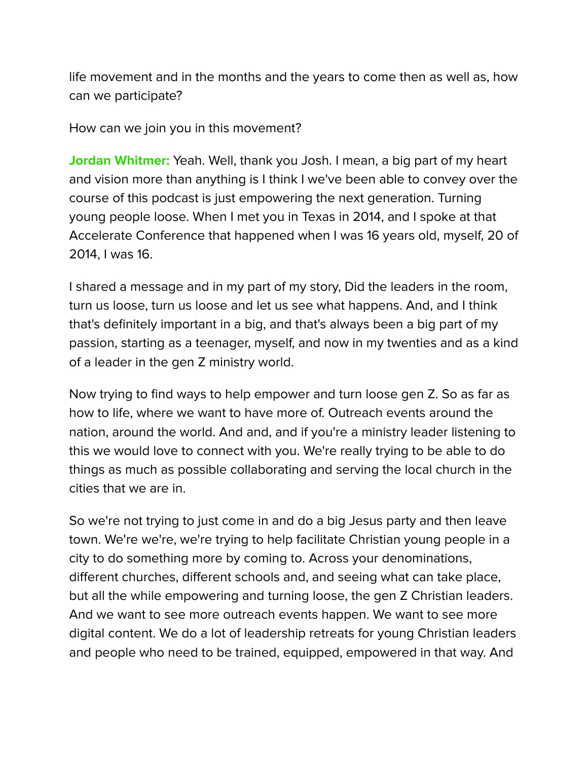life movement and in the months and the years to come then as well as, how can we participate?

How can we join you in this movement?

**Jordan Whitmer:** Yeah. Well, thank you Josh. I mean, a big part of my heart and vision more than anything is I think I we've been able to convey over the course of this podcast is just empowering the next generation. Turning young people loose. When I met you in Texas in 2014, and I spoke at that Accelerate Conference that happened when I was 16 years old, myself, 20 of 2014, I was 16.

I shared a message and in my part of my story, Did the leaders in the room, turn us loose, turn us loose and let us see what happens. And, and I think that's definitely important in a big, and that's always been a big part of my passion, starting as a teenager, myself, and now in my twenties and as a kind of a leader in the gen Z ministry world.

Now trying to find ways to help empower and turn loose gen Z. So as far as how to life, where we want to have more of. Outreach events around the nation, around the world. And and, and if you're a ministry leader listening to this we would love to connect with you. We're really trying to be able to do things as much as possible collaborating and serving the local church in the cities that we are in.

So we're not trying to just come in and do a big Jesus party and then leave town. We're we're, we're trying to help facilitate Christian young people in a city to do something more by coming to. Across your denominations, different churches, different schools and, and seeing what can take place, but all the while empowering and turning loose, the gen Z Christian leaders. And we want to see more outreach events happen. We want to see more digital content. We do a lot of leadership retreats for young Christian leaders and people who need to be trained, equipped, empowered in that way. And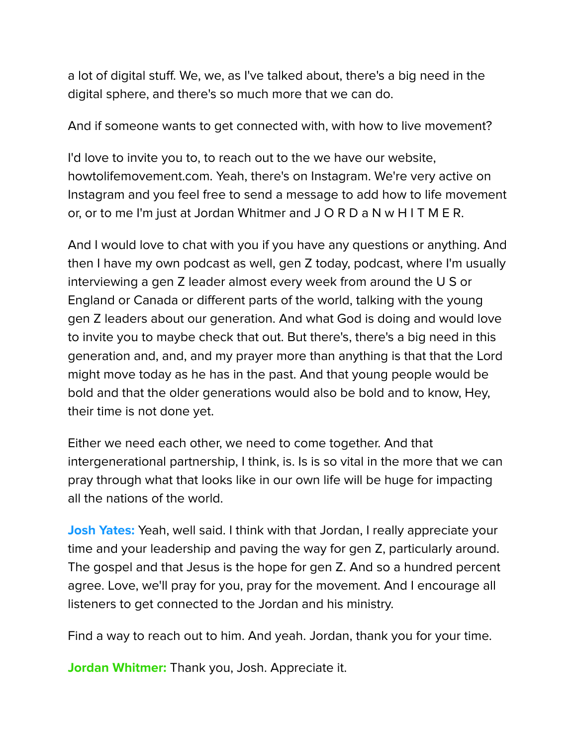a lot of digital stuff. We, we, as I've talked about, there's a big need in the digital sphere, and there's so much more that we can do.

And if someone wants to get connected with, with how to live movement?

I'd love to invite you to, to reach out to the we have our website, howtolifemovement.com. Yeah, there's on Instagram. We're very active on Instagram and you feel free to send a message to add how to life movement or, or to me I'm just at Jordan Whitmer and J O R D a N w H I T M E R.

And I would love to chat with you if you have any questions or anything. And then I have my own podcast as well, gen Z today, podcast, where I'm usually interviewing a gen Z leader almost every week from around the U S or England or Canada or different parts of the world, talking with the young gen Z leaders about our generation. And what God is doing and would love to invite you to maybe check that out. But there's, there's a big need in this generation and, and, and my prayer more than anything is that that the Lord might move today as he has in the past. And that young people would be bold and that the older generations would also be bold and to know, Hey, their time is not done yet.

Either we need each other, we need to come together. And that intergenerational partnership, I think, is. Is is so vital in the more that we can pray through what that looks like in our own life will be huge for impacting all the nations of the world.

**Josh Yates:** Yeah, well said. I think with that Jordan, I really appreciate your time and your leadership and paving the way for gen Z, particularly around. The gospel and that Jesus is the hope for gen Z. And so a hundred percent agree. Love, we'll pray for you, pray for the movement. And I encourage all listeners to get connected to the Jordan and his ministry.

Find a way to reach out to him. And yeah. Jordan, thank you for your time.

**Jordan Whitmer:** Thank you, Josh. Appreciate it.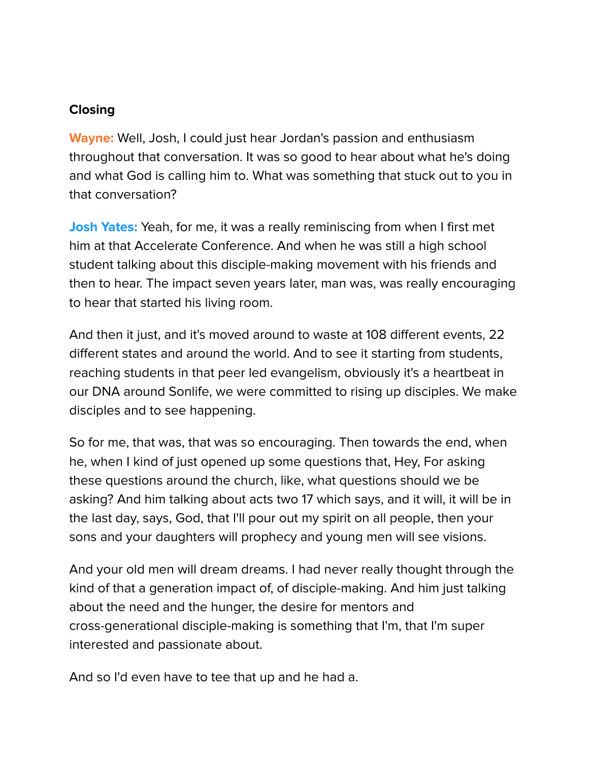**Closing**

**Wayne:** Well, Josh, I could just hear Jordan's passion and enthusiasm throughout that conversation. It was so good to hear about what he's doing and what God is calling him to. What was something that stuck out to you in that conversation?

**Josh Yates:** Yeah, for me, it was a really reminiscing from when I first met him at that Accelerate Conference. And when he was still a high school student talking about this disciple-making movement with his friends and then to hear. The impact seven years later, man was, was really encouraging to hear that started his living room.

And then it just, and it's moved around to waste at 108 different events, 22 different states and around the world. And to see it starting from students, reaching students in that peer led evangelism, obviously it's a heartbeat in our DNA around Sonlife, we were committed to rising up disciples. We make disciples and to see happening.

So for me, that was, that was so encouraging. Then towards the end, when he, when I kind of just opened up some questions that, Hey, For asking these questions around the church, like, what questions should we be asking? And him talking about acts two 17 which says, and it will, it will be in the last day, says, God, that I'll pour out my spirit on all people, then your sons and your daughters will prophecy and young men will see visions.

And your old men will dream dreams. I had never really thought through the kind of that a generation impact of, of disciple-making. And him just talking about the need and the hunger, the desire for mentors and cross-generational disciple-making is something that I'm, that I'm super interested and passionate about.

And so I'd even have to tee that up and he had a.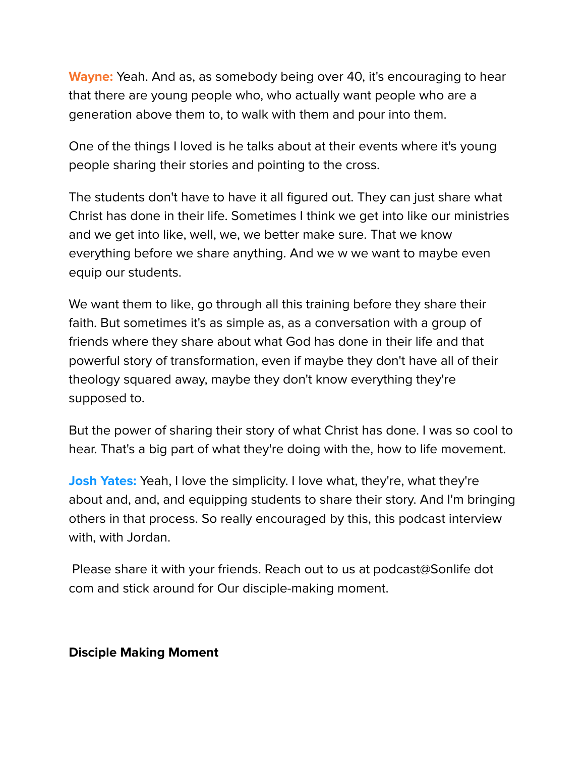**Wayne:** Yeah. And as, as somebody being over 40, it's encouraging to hear that there are young people who, who actually want people who are a generation above them to, to walk with them and pour into them.

One of the things I loved is he talks about at their events where it's young people sharing their stories and pointing to the cross.

The students don't have to have it all figured out. They can just share what Christ has done in their life. Sometimes I think we get into like our ministries and we get into like, well, we, we better make sure. That we know everything before we share anything. And we w we want to maybe even equip our students.

We want them to like, go through all this training before they share their faith. But sometimes it's as simple as, as a conversation with a group of friends where they share about what God has done in their life and that powerful story of transformation, even if maybe they don't have all of their theology squared away, maybe they don't know everything they're supposed to.

But the power of sharing their story of what Christ has done. I was so cool to hear. That's a big part of what they're doing with the, how to life movement.

**Josh Yates:** Yeah, I love the simplicity. I love what, they're, what they're about and, and, and equipping students to share their story. And I'm bringing others in that process. So really encouraged by this, this podcast interview with, with Jordan.

Please share it with your friends. Reach out to us at podcast@Sonlife dot com and stick around for Our disciple-making moment.

**Disciple Making Moment**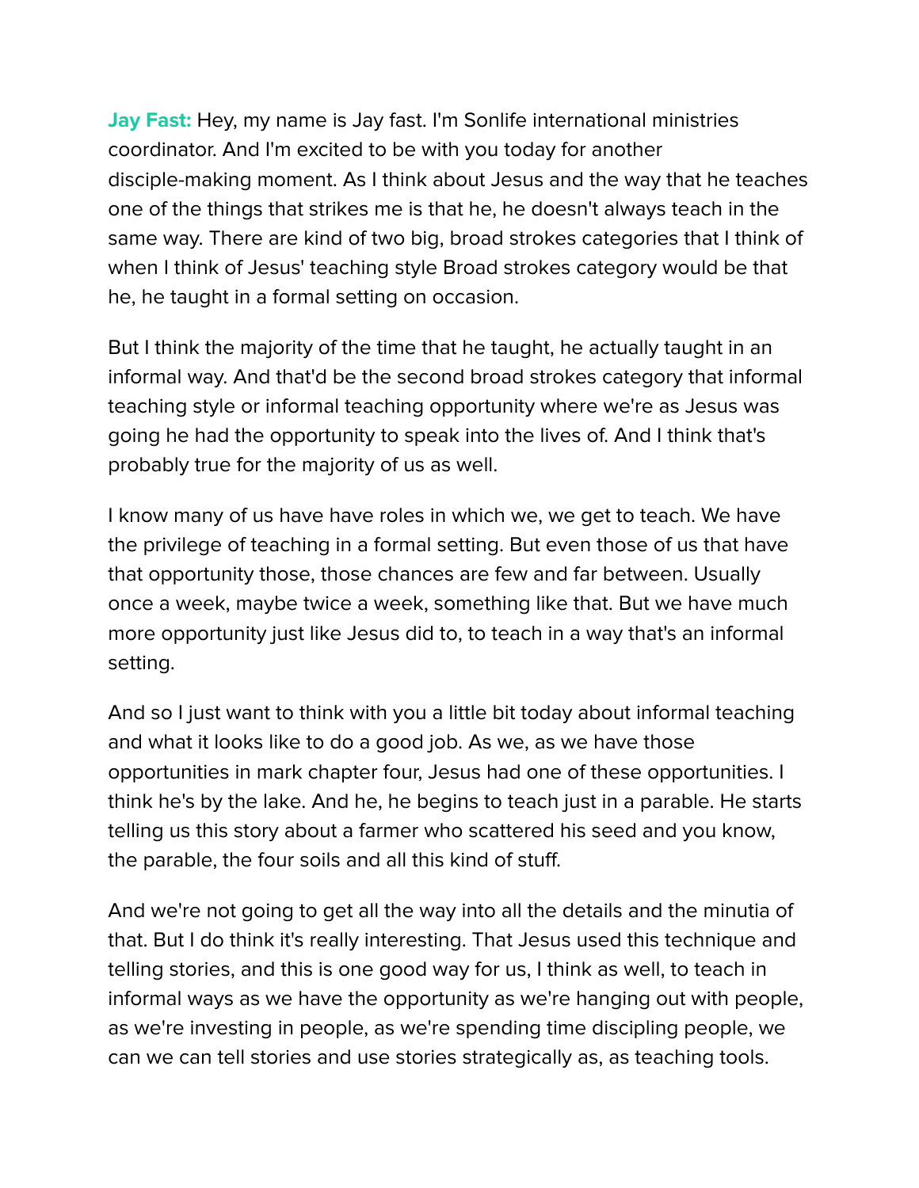**Jay Fast:** Hey, my name is Jay fast. I'm Sonlife international ministries coordinator. And I'm excited to be with you today for another disciple-making moment. As I think about Jesus and the way that he teaches one of the things that strikes me is that he, he doesn't always teach in the same way. There are kind of two big, broad strokes categories that I think of when I think of Jesus' teaching style Broad strokes category would be that he, he taught in a formal setting on occasion.

But I think the majority of the time that he taught, he actually taught in an informal way. And that'd be the second broad strokes category that informal teaching style or informal teaching opportunity where we're as Jesus was going he had the opportunity to speak into the lives of. And I think that's probably true for the majority of us as well.

I know many of us have have roles in which we, we get to teach. We have the privilege of teaching in a formal setting. But even those of us that have that opportunity those, those chances are few and far between. Usually once a week, maybe twice a week, something like that. But we have much more opportunity just like Jesus did to, to teach in a way that's an informal setting.

And so I just want to think with you a little bit today about informal teaching and what it looks like to do a good job. As we, as we have those opportunities in mark chapter four, Jesus had one of these opportunities. I think he's by the lake. And he, he begins to teach just in a parable. He starts telling us this story about a farmer who scattered his seed and you know, the parable, the four soils and all this kind of stuff.

And we're not going to get all the way into all the details and the minutia of that. But I do think it's really interesting. That Jesus used this technique and telling stories, and this is one good way for us, I think as well, to teach in informal ways as we have the opportunity as we're hanging out with people, as we're investing in people, as we're spending time discipling people, we can we can tell stories and use stories strategically as, as teaching tools.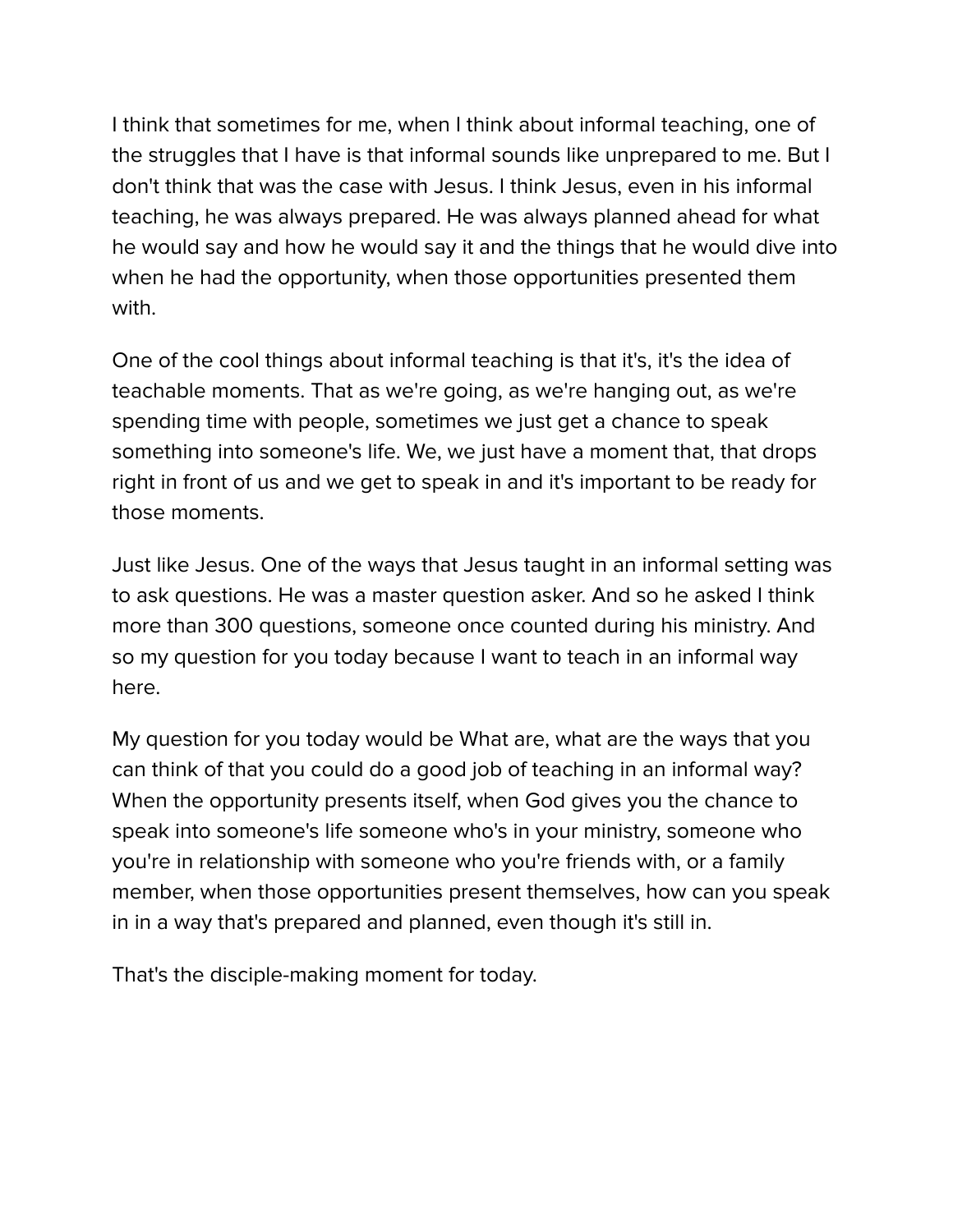I think that sometimes for me, when I think about informal teaching, one of the struggles that I have is that informal sounds like unprepared to me. But I don't think that was the case with Jesus. I think Jesus, even in his informal teaching, he was always prepared. He was always planned ahead for what he would say and how he would say it and the things that he would dive into when he had the opportunity, when those opportunities presented them with.

One of the cool things about informal teaching is that it's, it's the idea of teachable moments. That as we're going, as we're hanging out, as we're spending time with people, sometimes we just get a chance to speak something into someone's life. We, we just have a moment that, that drops right in front of us and we get to speak in and it's important to be ready for those moments.

Just like Jesus. One of the ways that Jesus taught in an informal setting was to ask questions. He was a master question asker. And so he asked I think more than 300 questions, someone once counted during his ministry. And so my question for you today because I want to teach in an informal way here.

My question for you today would be What are, what are the ways that you can think of that you could do a good job of teaching in an informal way? When the opportunity presents itself, when God gives you the chance to speak into someone's life someone who's in your ministry, someone who you're in relationship with someone who you're friends with, or a family member, when those opportunities present themselves, how can you speak in in a way that's prepared and planned, even though it's still in.

That's the disciple-making moment for today.